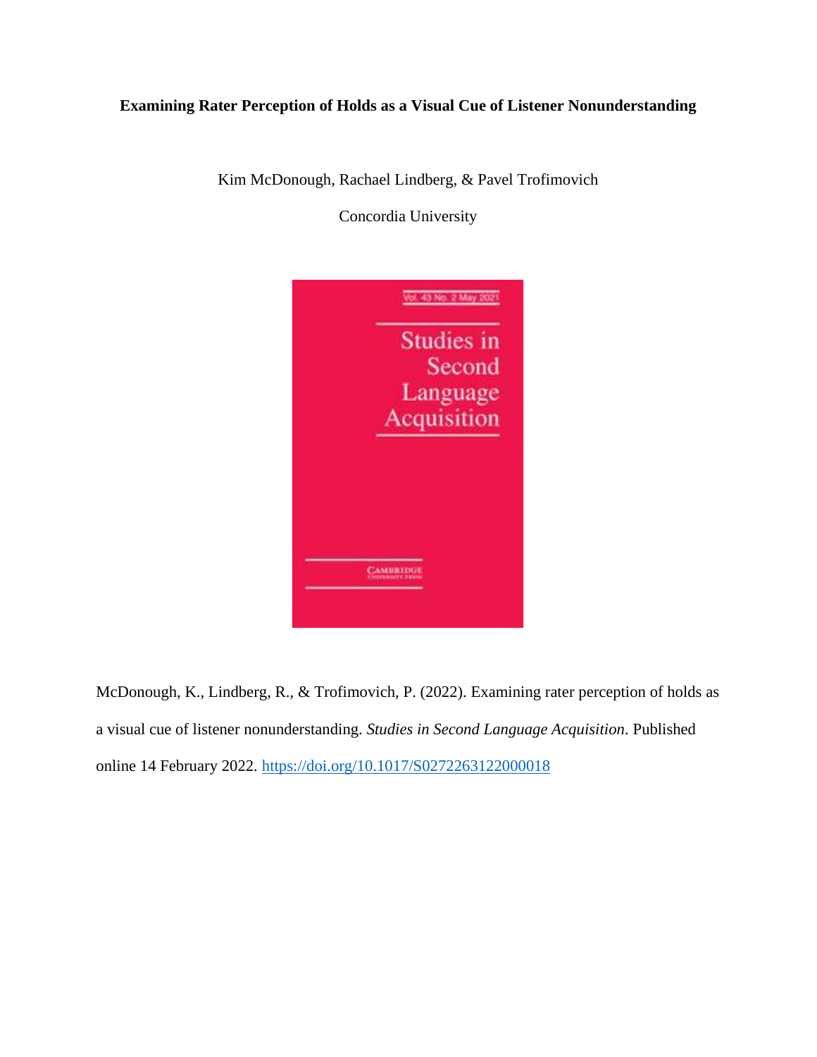**Examining Rater Perception of Holds as a Visual Cue of Listener Nonunderstanding**

Kim McDonough, Rachael Lindberg, & Pavel Trofimovich

Concordia University

McDonough, K., Lindberg, R., & Trofimovich, P. (2022). Examining rater perception of holds as a visual cue of listener nonunderstanding. *Studies in Second Language Acquisition*. Published online 14 February 2022. https://doi.org/10.1017/S0272263122000018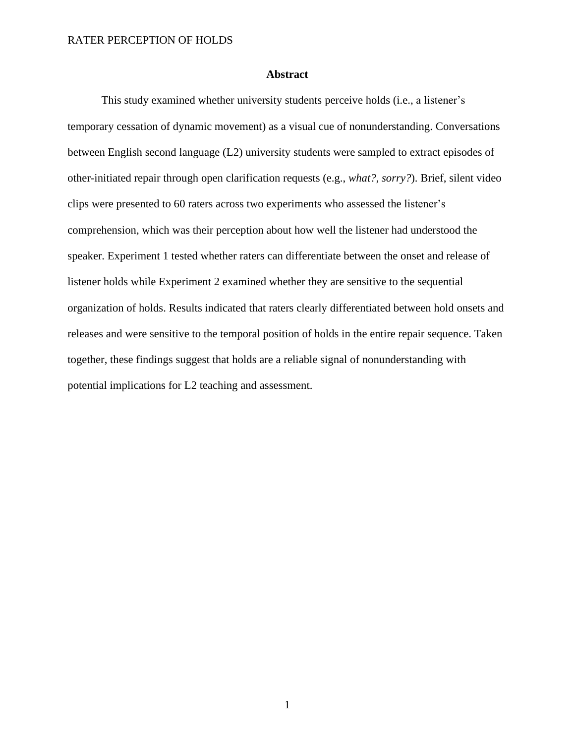# Abstract

This study examined whether university students perceive holds (i.e., a listener's temporary cessation of dynamic movement) as a visual cue of nonunderstanding. Conversations between English second language (L2) university students were sampled to extract episodes of other-initiated repair through open clarification requests (e.g., *what?*, *sorry?*). Brief, silent video clips were presented to 60 raters across two experiments who assessed the listener's comprehension, which was their perception about how well the listener had understood the speaker. Experiment 1 tested whether raters can differentiate between the onset and release of listener holds while Experiment 2 examined whether they are sensitive to the sequential organization of holds. Results indicated that raters clearly differentiated between hold onsets and releases and were sensitive to the temporal position of holds in the entire repair sequence. Taken together, these findings suggest that holds are a reliable signal of nonunderstanding with potential implications for L2 teaching and assessment.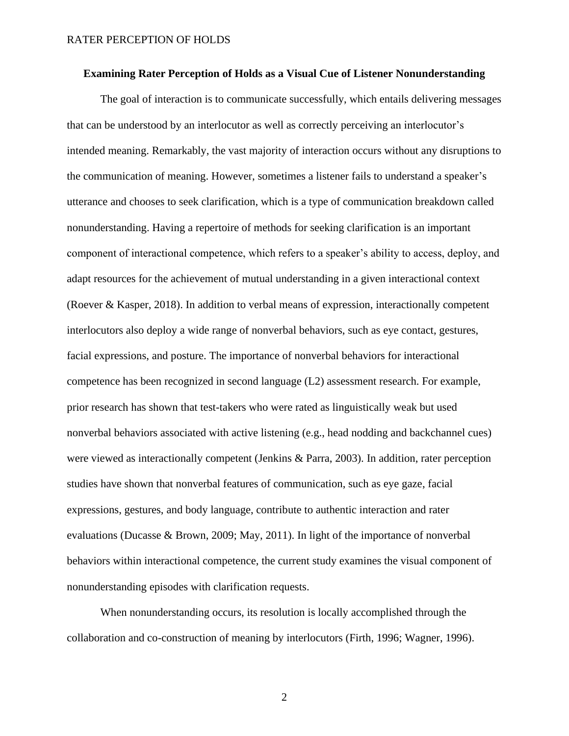## Examining Rater Perception of Holds as a Visual Cue of Listener Nonunderstanding

The goal of interaction is to communicate successfully, which entails delivering messages that can be understood by an interlocutor as well as correctly perceiving an interlocutor's intended meaning. Remarkably, the vast majority of interaction occurs without any disruptions to the communication of meaning. However, sometimes a listener fails to understand a speaker's utterance and chooses to seek clarification, which is a type of communication breakdown called nonunderstanding. Having a repertoire of methods for seeking clarification is an important component of interactional competence, which refers to a speaker's ability to access, deploy, and adapt resources for the achievement of mutual understanding in a given interactional context (Roever & Kasper, 2018). In addition to verbal means of expression, interactionally competent interlocutors also deploy a wide range of nonverbal behaviors, such as eye contact, gestures, facial expressions, and posture. The importance of nonverbal behaviors for interactional competence has been recognized in second language (L2) assessment research. For example, prior research has shown that test-takers who were rated as linguistically weak but used nonverbal behaviors associated with active listening (e.g., head nodding and backchannel cues) were viewed as interactionally competent (Jenkins & Parra, 2003). In addition, rater perception studies have shown that nonverbal features of communication, such as eye gaze, facial expressions, gestures, and body language, contribute to authentic interaction and rater evaluations (Ducasse & Brown, 2009; May, 2011). In light of the importance of nonverbal behaviors within interactional competence, the current study examines the visual component of nonunderstanding episodes with clarification requests.

When nonunderstanding occurs, its resolution is locally accomplished through the collaboration and co-construction of meaning by interlocutors (Firth, 1996; Wagner, 1996).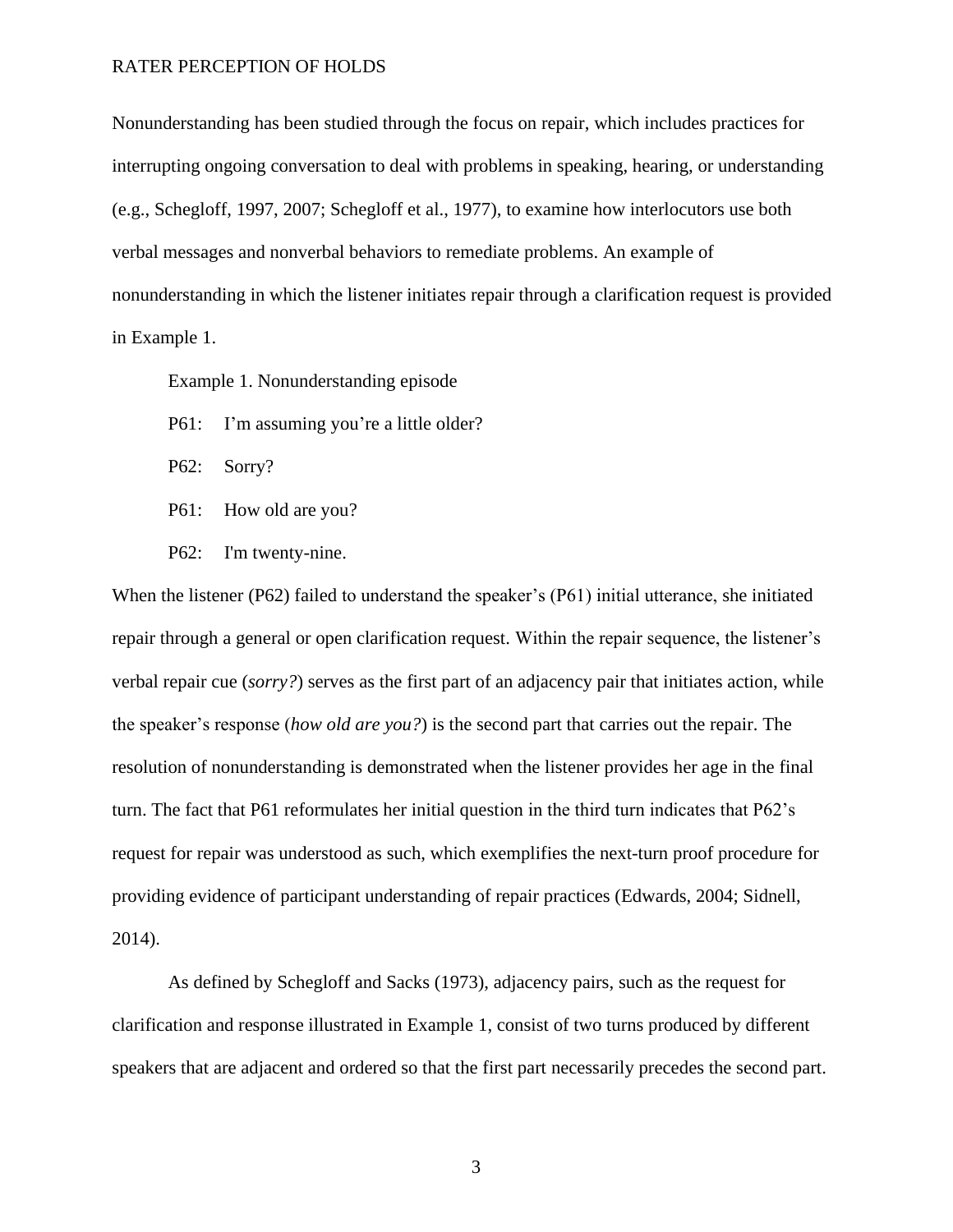Nonunderstanding has been studied through the focus on repair, which includes practices for interrupting ongoing conversation to deal with problems in speaking, hearing, or understanding (e.g., Schegloff, 1997, 2007; Schegloff et al., 1977), to examine how interlocutors use both verbal messages and nonverbal behaviors to remediate problems. An example of nonunderstanding in which the listener initiates repair through a clarification request is provided in Example 1.

Example 1. Nonunderstanding episode

P61: I'm assuming you're a little older?

P62: Sorry?

P61: How old are you?

P62: I'm twenty-nine.

When the listener (P62) failed to understand the speaker's (P61) initial utterance, she initiated repair through a general or open clarification request. Within the repair sequence, the listener's verbal repair cue (*sorry?*) serves as the first part of an adjacency pair that initiates action, while the speaker's response (*how old are you?*) is the second part that carries out the repair. The resolution of nonunderstanding is demonstrated when the listener provides her age in the final turn. The fact that P61 reformulates her initial question in the third turn indicates that P62's request for repair was understood as such, which exemplifies the next-turn proof procedure for providing evidence of participant understanding of repair practices (Edwards, 2004; Sidnell, 2014).

As defined by Schegloff and Sacks (1973), adjacency pairs, such as the request for clarification and response illustrated in Example 1, consist of two turns produced by different speakers that are adjacent and ordered so that the first part necessarily precedes the second part.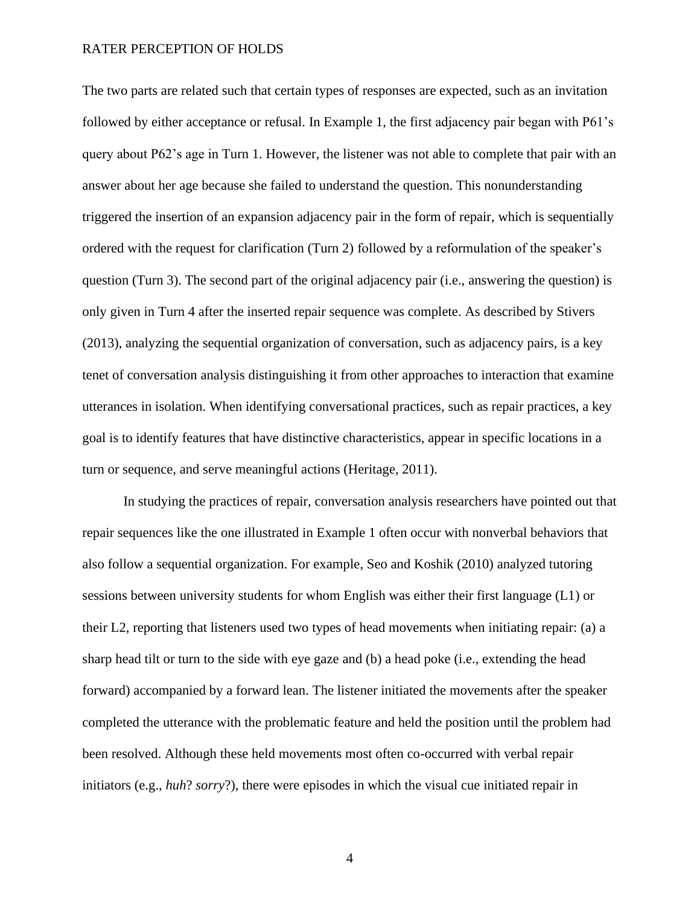The two parts are related such that certain types of responses are expected, such as an invitation followed by either acceptance or refusal. In Example 1, the first adjacency pair began with P61's query about P62's age in Turn 1. However, the listener was not able to complete that pair with an answer about her age because she failed to understand the question. This nonunderstanding triggered the insertion of an expansion adjacency pair in the form of repair, which is sequentially ordered with the request for clarification (Turn 2) followed by a reformulation of the speaker's question (Turn 3). The second part of the original adjacency pair (i.e., answering the question) is only given in Turn 4 after the inserted repair sequence was complete. As described by Stivers (2013), analyzing the sequential organization of conversation, such as adjacency pairs, is a key tenet of conversation analysis distinguishing it from other approaches to interaction that examine utterances in isolation. When identifying conversational practices, such as repair practices, a key goal is to identify features that have distinctive characteristics, appear in specific locations in a turn or sequence, and serve meaningful actions (Heritage, 2011).

In studying the practices of repair, conversation analysis researchers have pointed out that repair sequences like the one illustrated in Example 1 often occur with nonverbal behaviors that also follow a sequential organization. For example, Seo and Koshik (2010) analyzed tutoring sessions between university students for whom English was either their first language (L1) or their L2, reporting that listeners used two types of head movements when initiating repair: (a) a sharp head tilt or turn to the side with eye gaze and (b) a head poke (i.e., extending the head forward) accompanied by a forward lean. The listener initiated the movements after the speaker completed the utterance with the problematic feature and held the position until the problem had been resolved. Although these held movements most often co-occurred with verbal repair initiators (e.g., *huh*? *sorry*?), there were episodes in which the visual cue initiated repair in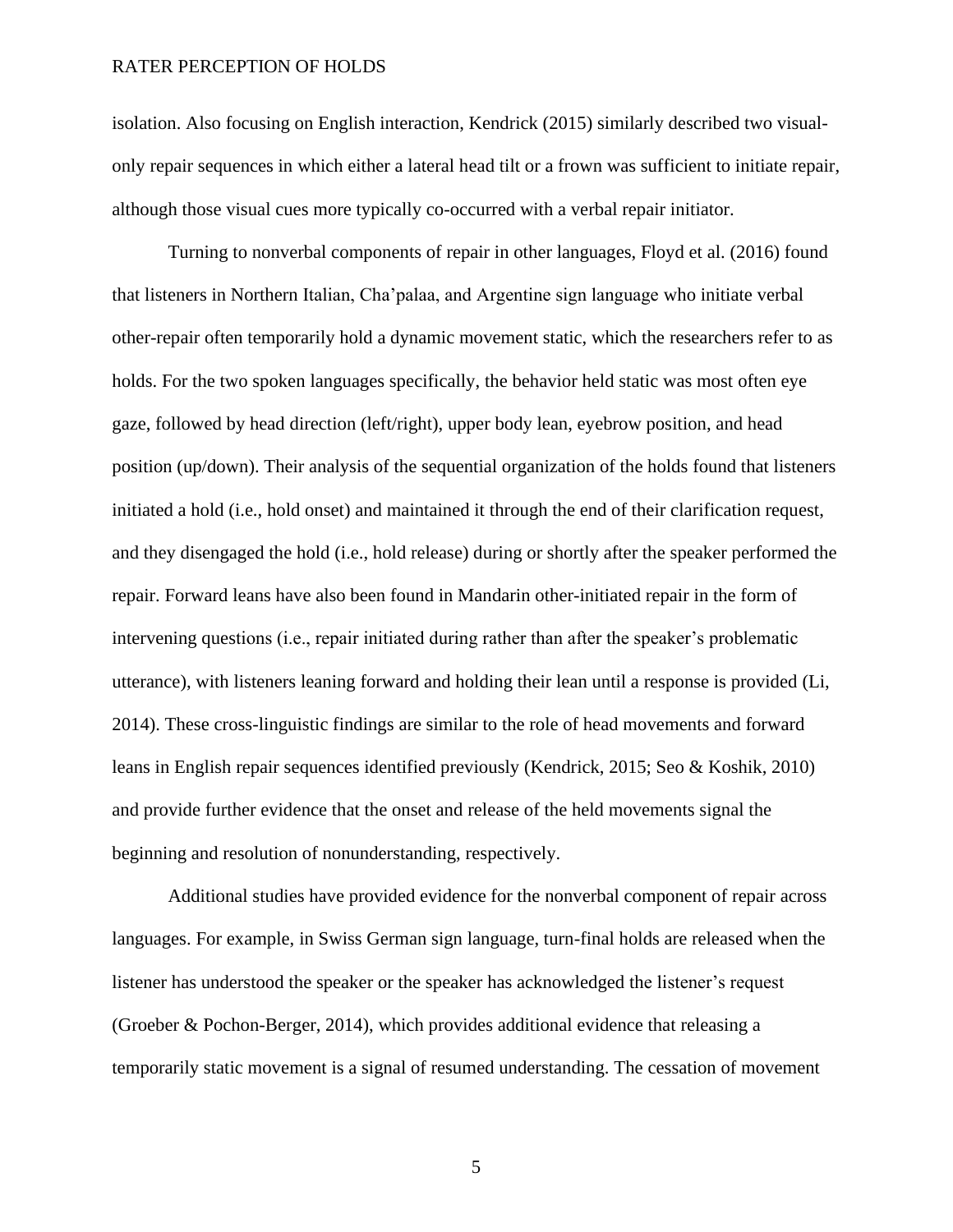isolation. Also focusing on English interaction, Kendrick (2015) similarly described two visual-only repair sequences in which either a lateral head tilt or a frown was sufficient to initiate repair, although those visual cues more typically co-occurred with a verbal repair initiator.

Turning to nonverbal components of repair in other languages, Floyd et al. (2016) found that listeners in Northern Italian, Cha'palaa, and Argentine sign language who initiate verbal other-repair often temporarily hold a dynamic movement static, which the researchers refer to as holds. For the two spoken languages specifically, the behavior held static was most often eye gaze, followed by head direction (left/right), upper body lean, eyebrow position, and head position (up/down). Their analysis of the sequential organization of the holds found that listeners initiated a hold (i.e., hold onset) and maintained it through the end of their clarification request, and they disengaged the hold (i.e., hold release) during or shortly after the speaker performed the repair. Forward leans have also been found in Mandarin other-initiated repair in the form of intervening questions (i.e., repair initiated during rather than after the speaker's problematic utterance), with listeners leaning forward and holding their lean until a response is provided (Li, 2014). These cross-linguistic findings are similar to the role of head movements and forward leans in English repair sequences identified previously (Kendrick, 2015; Seo & Koshik, 2010) and provide further evidence that the onset and release of the held movements signal the beginning and resolution of nonunderstanding, respectively.

Additional studies have provided evidence for the nonverbal component of repair across languages. For example, in Swiss German sign language, turn-final holds are released when the listener has understood the speaker or the speaker has acknowledged the listener's request (Groeber & Pochon-Berger, 2014), which provides additional evidence that releasing a temporarily static movement is a signal of resumed understanding. The cessation of movement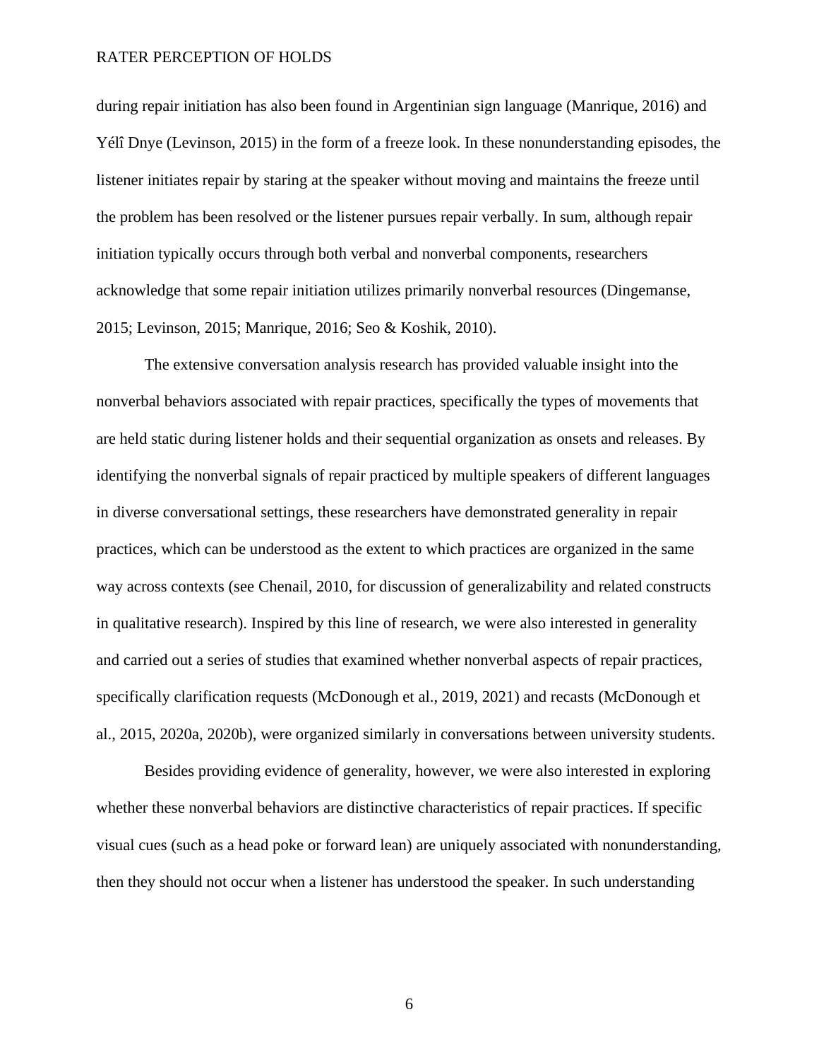during repair initiation has also been found in Argentinian sign language (Manrique, 2016) and Yélî Dnye (Levinson, 2015) in the form of a freeze look. In these nonunderstanding episodes, the listener initiates repair by staring at the speaker without moving and maintains the freeze until the problem has been resolved or the listener pursues repair verbally. In sum, although repair initiation typically occurs through both verbal and nonverbal components, researchers acknowledge that some repair initiation utilizes primarily nonverbal resources (Dingemanse, 2015; Levinson, 2015; Manrique, 2016; Seo & Koshik, 2010).

The extensive conversation analysis research has provided valuable insight into the nonverbal behaviors associated with repair practices, specifically the types of movements that are held static during listener holds and their sequential organization as onsets and releases. By identifying the nonverbal signals of repair practiced by multiple speakers of different languages in diverse conversational settings, these researchers have demonstrated generality in repair practices, which can be understood as the extent to which practices are organized in the same way across contexts (see Chenail, 2010, for discussion of generalizability and related constructs in qualitative research). Inspired by this line of research, we were also interested in generality and carried out a series of studies that examined whether nonverbal aspects of repair practices, specifically clarification requests (McDonough et al., 2019, 2021) and recasts (McDonough et al., 2015, 2020a, 2020b), were organized similarly in conversations between university students.

Besides providing evidence of generality, however, we were also interested in exploring whether these nonverbal behaviors are distinctive characteristics of repair practices. If specific visual cues (such as a head poke or forward lean) are uniquely associated with nonunderstanding, then they should not occur when a listener has understood the speaker. In such understanding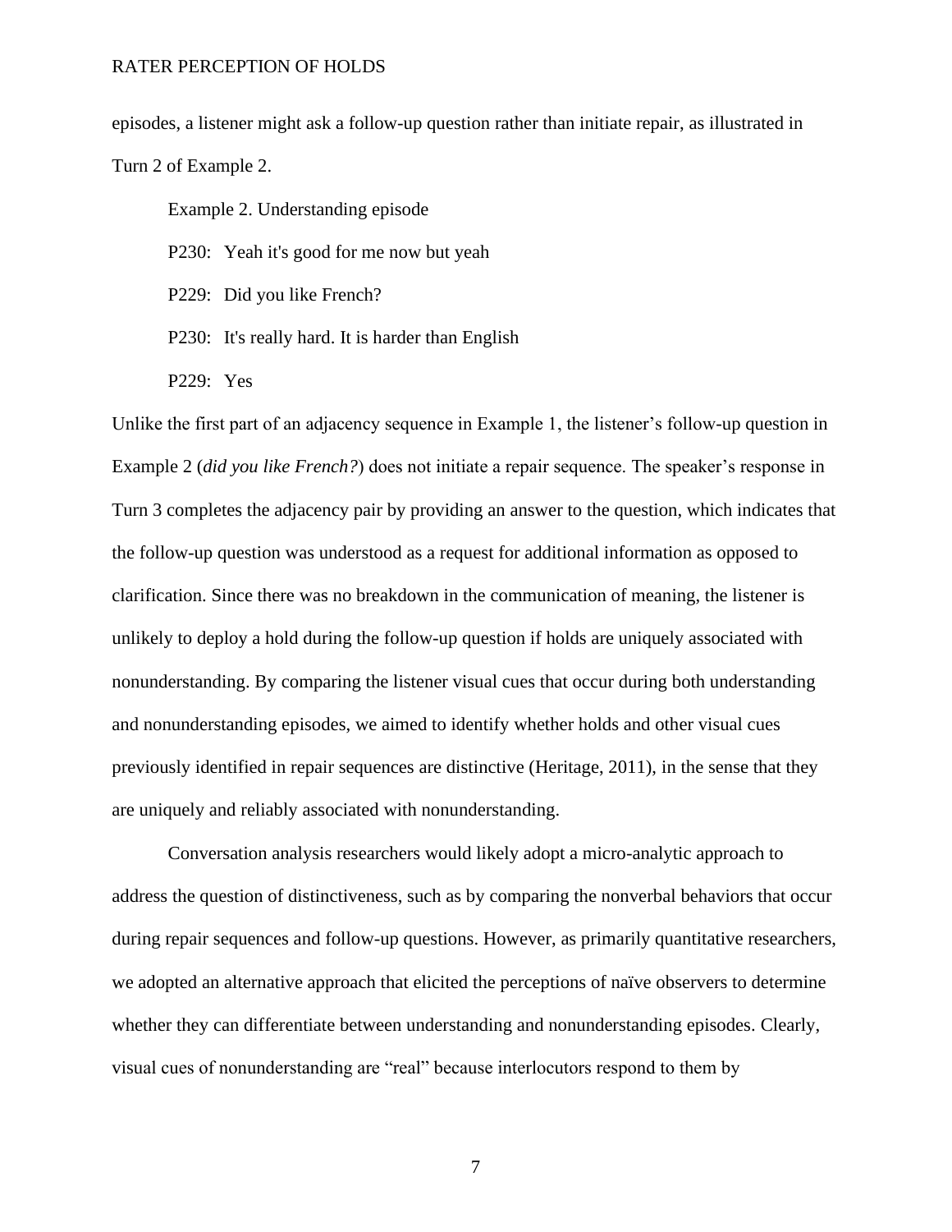episodes, a listener might ask a follow-up question rather than initiate repair, as illustrated in Turn 2 of Example 2.

Example 2. Understanding episode

P230: Yeah it's good for me now but yeah

P229: Did you like French?

P230: It's really hard. It is harder than English

P229: Yes

Unlike the first part of an adjacency sequence in Example 1, the listener's follow-up question in Example 2 (*did you like French?*) does not initiate a repair sequence. The speaker's response in Turn 3 completes the adjacency pair by providing an answer to the question, which indicates that the follow-up question was understood as a request for additional information as opposed to clarification. Since there was no breakdown in the communication of meaning, the listener is unlikely to deploy a hold during the follow-up question if holds are uniquely associated with nonunderstanding. By comparing the listener visual cues that occur during both understanding and nonunderstanding episodes, we aimed to identify whether holds and other visual cues previously identified in repair sequences are distinctive (Heritage, 2011), in the sense that they are uniquely and reliably associated with nonunderstanding.

Conversation analysis researchers would likely adopt a micro-analytic approach to address the question of distinctiveness, such as by comparing the nonverbal behaviors that occur during repair sequences and follow-up questions. However, as primarily quantitative researchers, we adopted an alternative approach that elicited the perceptions of naïve observers to determine whether they can differentiate between understanding and nonunderstanding episodes. Clearly, visual cues of nonunderstanding are "real" because interlocutors respond to them by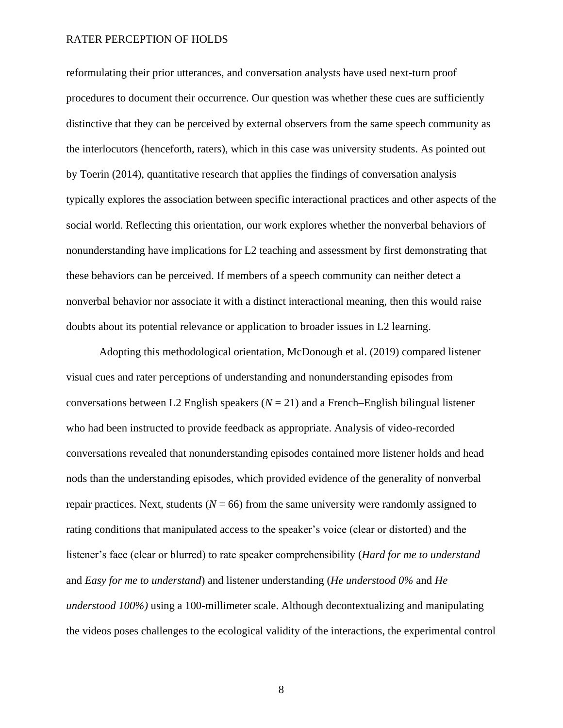reformulating their prior utterances, and conversation analysts have used next-turn proof procedures to document their occurrence. Our question was whether these cues are sufficiently distinctive that they can be perceived by external observers from the same speech community as the interlocutors (henceforth, raters), which in this case was university students. As pointed out by Toerin (2014), quantitative research that applies the findings of conversation analysis typically explores the association between specific interactional practices and other aspects of the social world. Reflecting this orientation, our work explores whether the nonverbal behaviors of nonunderstanding have implications for L2 teaching and assessment by first demonstrating that these behaviors can be perceived. If members of a speech community can neither detect a nonverbal behavior nor associate it with a distinct interactional meaning, then this would raise doubts about its potential relevance or application to broader issues in L2 learning.

Adopting this methodological orientation, McDonough et al. (2019) compared listener visual cues and rater perceptions of understanding and nonunderstanding episodes from conversations between L2 English speakers ($N = 21$) and a French–English bilingual listener who had been instructed to provide feedback as appropriate. Analysis of video-recorded conversations revealed that nonunderstanding episodes contained more listener holds and head nods than the understanding episodes, which provided evidence of the generality of nonverbal repair practices. Next, students ($N = 66$) from the same university were randomly assigned to rating conditions that manipulated access to the speaker's voice (clear or distorted) and the listener's face (clear or blurred) to rate speaker comprehensibility (*Hard for me to understand* and *Easy for me to understand*) and listener understanding (*He understood 0%* and *He understood 100%)* using a 100-millimeter scale. Although decontextualizing and manipulating the videos poses challenges to the ecological validity of the interactions, the experimental control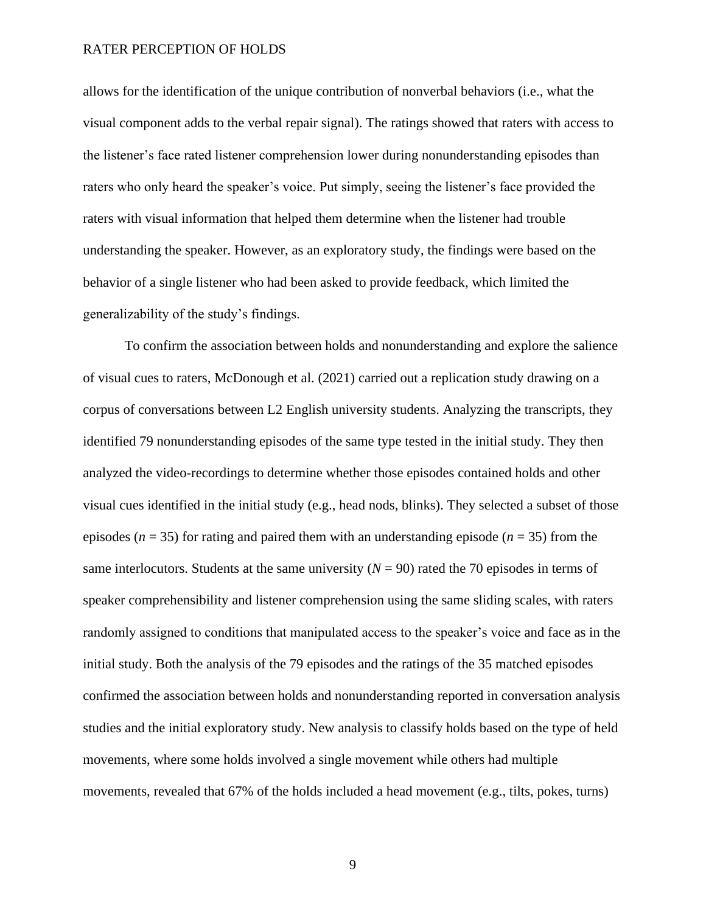allows for the identification of the unique contribution of nonverbal behaviors (i.e., what the visual component adds to the verbal repair signal). The ratings showed that raters with access to the listener's face rated listener comprehension lower during nonunderstanding episodes than raters who only heard the speaker's voice. Put simply, seeing the listener's face provided the raters with visual information that helped them determine when the listener had trouble understanding the speaker. However, as an exploratory study, the findings were based on the behavior of a single listener who had been asked to provide feedback, which limited the generalizability of the study's findings.

To confirm the association between holds and nonunderstanding and explore the salience of visual cues to raters, McDonough et al. (2021) carried out a replication study drawing on a corpus of conversations between L2 English university students. Analyzing the transcripts, they identified 79 nonunderstanding episodes of the same type tested in the initial study. They then analyzed the video-recordings to determine whether those episodes contained holds and other visual cues identified in the initial study (e.g., head nods, blinks). They selected a subset of those episodes ($n = 35$) for rating and paired them with an understanding episode ($n = 35$) from the same interlocutors. Students at the same university ($N = 90$) rated the 70 episodes in terms of speaker comprehensibility and listener comprehension using the same sliding scales, with raters randomly assigned to conditions that manipulated access to the speaker's voice and face as in the initial study. Both the analysis of the 79 episodes and the ratings of the 35 matched episodes confirmed the association between holds and nonunderstanding reported in conversation analysis studies and the initial exploratory study. New analysis to classify holds based on the type of held movements, where some holds involved a single movement while others had multiple movements, revealed that 67% of the holds included a head movement (e.g., tilts, pokes, turns)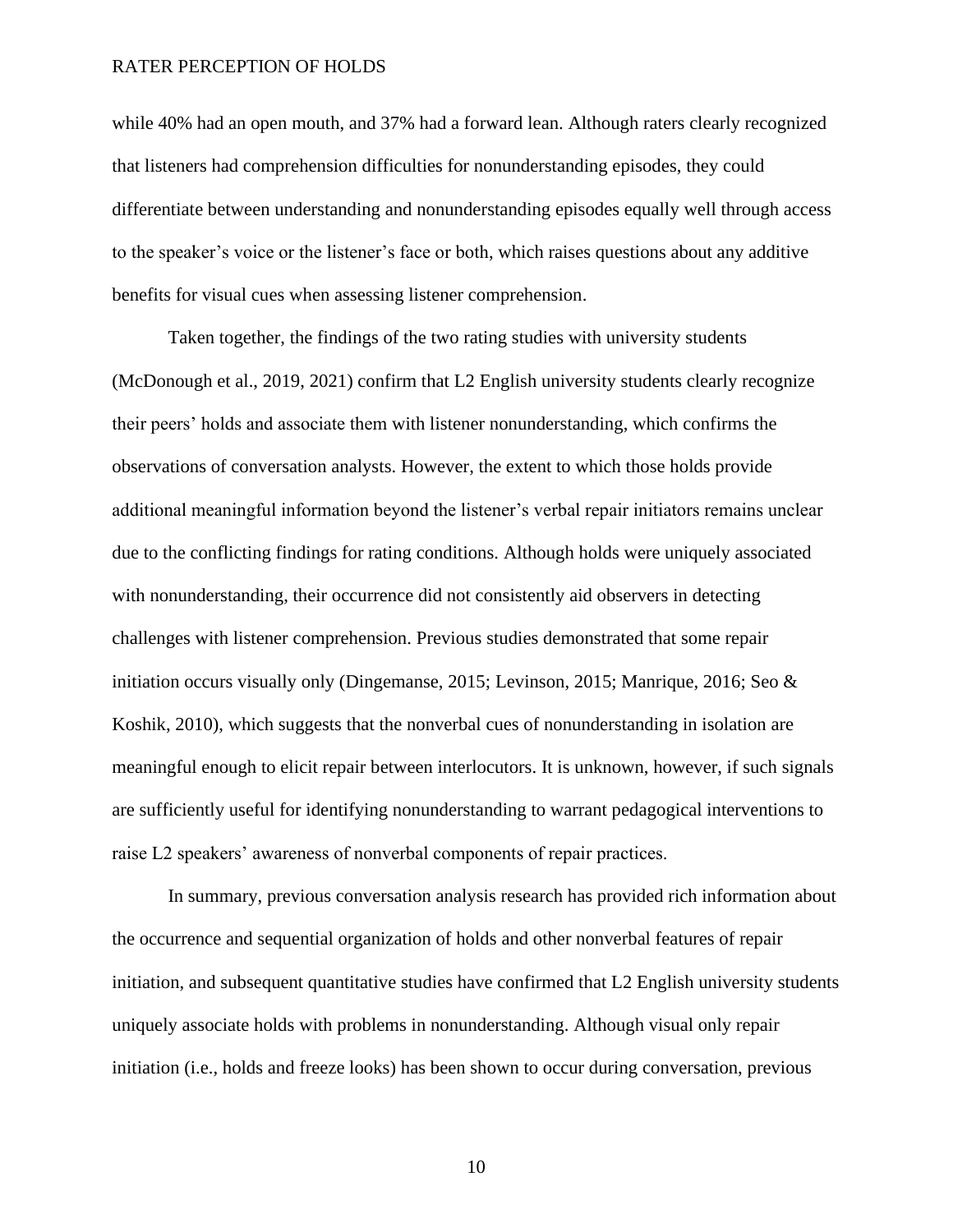while 40% had an open mouth, and 37% had a forward lean. Although raters clearly recognized that listeners had comprehension difficulties for nonunderstanding episodes, they could differentiate between understanding and nonunderstanding episodes equally well through access to the speaker's voice or the listener's face or both, which raises questions about any additive benefits for visual cues when assessing listener comprehension.

Taken together, the findings of the two rating studies with university students (McDonough et al., 2019, 2021) confirm that L2 English university students clearly recognize their peers' holds and associate them with listener nonunderstanding, which confirms the observations of conversation analysts. However, the extent to which those holds provide additional meaningful information beyond the listener's verbal repair initiators remains unclear due to the conflicting findings for rating conditions. Although holds were uniquely associated with nonunderstanding, their occurrence did not consistently aid observers in detecting challenges with listener comprehension. Previous studies demonstrated that some repair initiation occurs visually only (Dingemanse, 2015; Levinson, 2015; Manrique, 2016; Seo & Koshik, 2010), which suggests that the nonverbal cues of nonunderstanding in isolation are meaningful enough to elicit repair between interlocutors. It is unknown, however, if such signals are sufficiently useful for identifying nonunderstanding to warrant pedagogical interventions to raise L2 speakers' awareness of nonverbal components of repair practices.

In summary, previous conversation analysis research has provided rich information about the occurrence and sequential organization of holds and other nonverbal features of repair initiation, and subsequent quantitative studies have confirmed that L2 English university students uniquely associate holds with problems in nonunderstanding. Although visual only repair initiation (i.e., holds and freeze looks) has been shown to occur during conversation, previous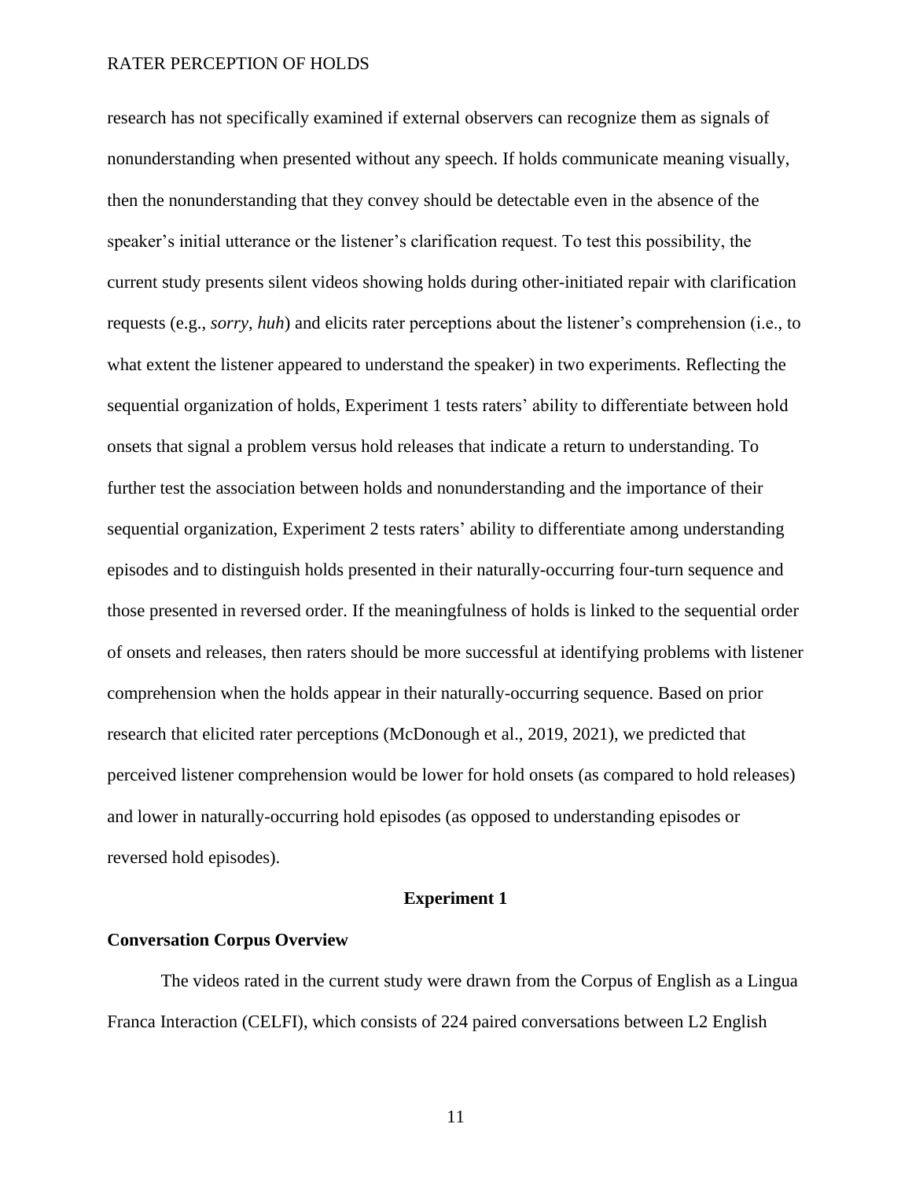research has not specifically examined if external observers can recognize them as signals of nonunderstanding when presented without any speech. If holds communicate meaning visually, then the nonunderstanding that they convey should be detectable even in the absence of the speaker's initial utterance or the listener's clarification request. To test this possibility, the current study presents silent videos showing holds during other-initiated repair with clarification requests (e.g., *sorry*, *huh*) and elicits rater perceptions about the listener's comprehension (i.e., to what extent the listener appeared to understand the speaker) in two experiments. Reflecting the sequential organization of holds, Experiment 1 tests raters' ability to differentiate between hold onsets that signal a problem versus hold releases that indicate a return to understanding. To further test the association between holds and nonunderstanding and the importance of their sequential organization, Experiment 2 tests raters' ability to differentiate among understanding episodes and to distinguish holds presented in their naturally-occurring four-turn sequence and those presented in reversed order. If the meaningfulness of holds is linked to the sequential order of onsets and releases, then raters should be more successful at identifying problems with listener comprehension when the holds appear in their naturally-occurring sequence. Based on prior research that elicited rater perceptions (McDonough et al., 2019, 2021), we predicted that perceived listener comprehension would be lower for hold onsets (as compared to hold releases) and lower in naturally-occurring hold episodes (as opposed to understanding episodes or reversed hold episodes).

## Experiment 1

### Conversation Corpus Overview

The videos rated in the current study were drawn from the Corpus of English as a Lingua Franca Interaction (CELFI), which consists of 224 paired conversations between L2 English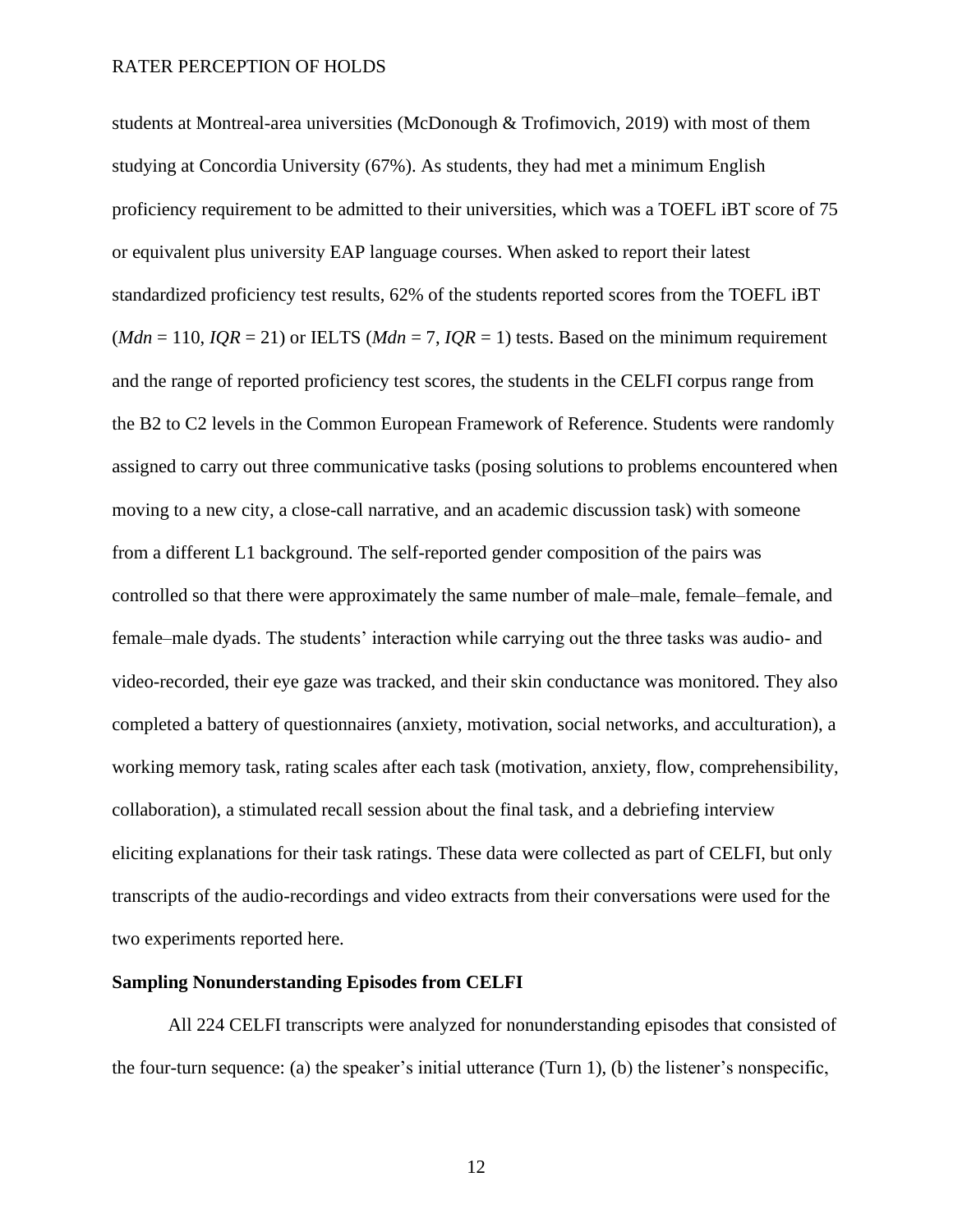students at Montreal-area universities (McDonough & Trofimovich, 2019) with most of them studying at Concordia University (67%). As students, they had met a minimum English proficiency requirement to be admitted to their universities, which was a TOEFL iBT score of 75 or equivalent plus university EAP language courses. When asked to report their latest standardized proficiency test results, 62% of the students reported scores from the TOEFL iBT (*Mdn* = 110, *IQR* = 21) or IELTS (*Mdn* = 7, *IQR* = 1) tests. Based on the minimum requirement and the range of reported proficiency test scores, the students in the CELFI corpus range from the B2 to C2 levels in the Common European Framework of Reference. Students were randomly assigned to carry out three communicative tasks (posing solutions to problems encountered when moving to a new city, a close-call narrative, and an academic discussion task) with someone from a different L1 background. The self-reported gender composition of the pairs was controlled so that there were approximately the same number of male–male, female–female, and female–male dyads. The students' interaction while carrying out the three tasks was audio- and video-recorded, their eye gaze was tracked, and their skin conductance was monitored. They also completed a battery of questionnaires (anxiety, motivation, social networks, and acculturation), a working memory task, rating scales after each task (motivation, anxiety, flow, comprehensibility, collaboration), a stimulated recall session about the final task, and a debriefing interview eliciting explanations for their task ratings. These data were collected as part of CELFI, but only transcripts of the audio-recordings and video extracts from their conversations were used for the two experiments reported here.

### Sampling Nonunderstanding Episodes from CELFI

All 224 CELFI transcripts were analyzed for nonunderstanding episodes that consisted of the four-turn sequence: (a) the speaker's initial utterance (Turn 1), (b) the listener's nonspecific,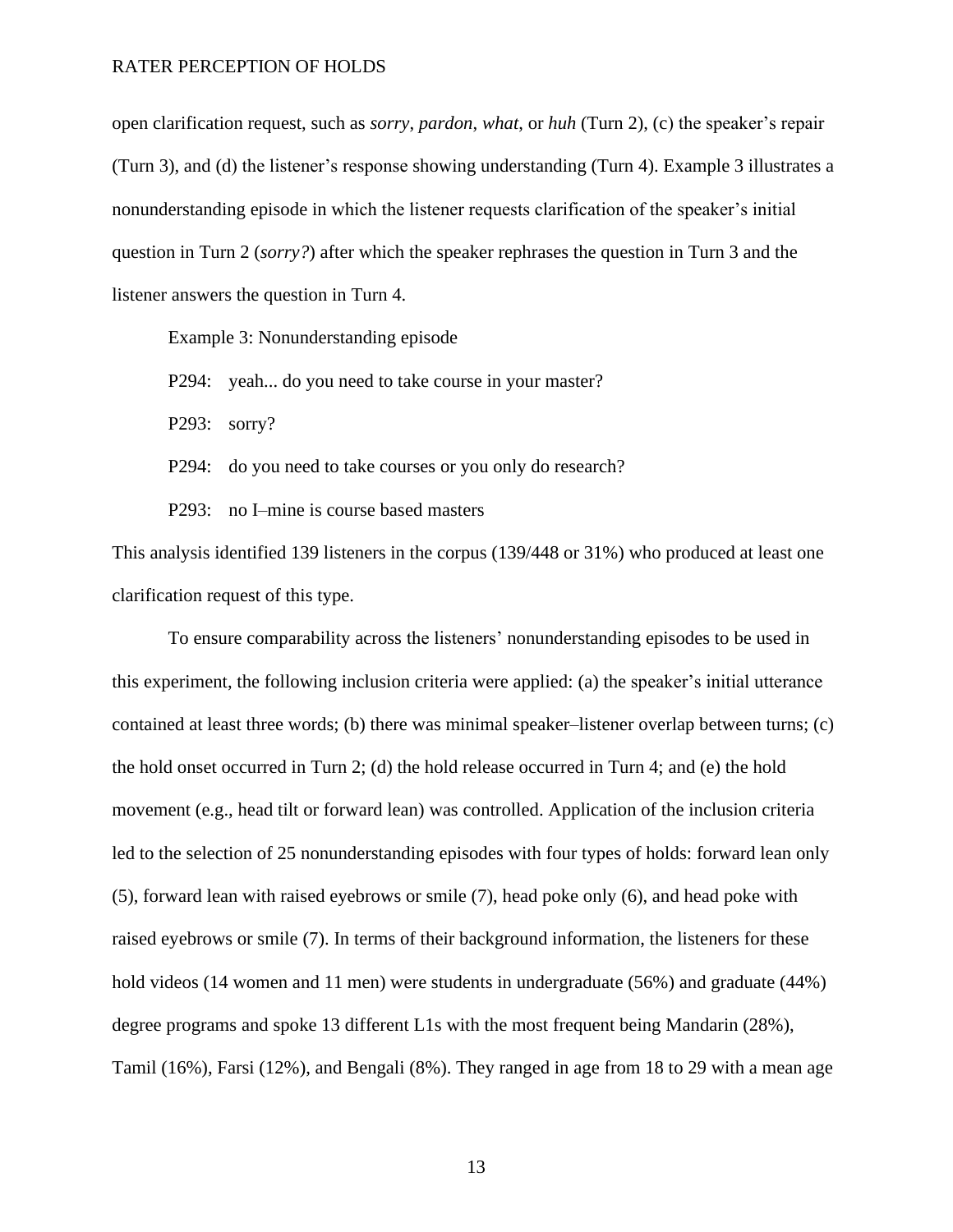open clarification request, such as *sorry*, *pardon*, *what*, or *huh* (Turn 2), (c) the speaker's repair (Turn 3), and (d) the listener's response showing understanding (Turn 4). Example 3 illustrates a nonunderstanding episode in which the listener requests clarification of the speaker's initial question in Turn 2 (*sorry?*) after which the speaker rephrases the question in Turn 3 and the listener answers the question in Turn 4.

Example 3: Nonunderstanding episode

P294: yeah... do you need to take course in your master?

P293: sorry?

P294: do you need to take courses or you only do research?

P293: no I–mine is course based masters

This analysis identified 139 listeners in the corpus (139/448 or 31%) who produced at least one clarification request of this type.

To ensure comparability across the listeners' nonunderstanding episodes to be used in this experiment, the following inclusion criteria were applied: (a) the speaker's initial utterance contained at least three words; (b) there was minimal speaker–listener overlap between turns; (c) the hold onset occurred in Turn 2; (d) the hold release occurred in Turn 4; and (e) the hold movement (e.g., head tilt or forward lean) was controlled. Application of the inclusion criteria led to the selection of 25 nonunderstanding episodes with four types of holds: forward lean only (5), forward lean with raised eyebrows or smile (7), head poke only (6), and head poke with raised eyebrows or smile (7). In terms of their background information, the listeners for these hold videos (14 women and 11 men) were students in undergraduate (56%) and graduate (44%) degree programs and spoke 13 different L1s with the most frequent being Mandarin (28%), Tamil (16%), Farsi (12%), and Bengali (8%). They ranged in age from 18 to 29 with a mean age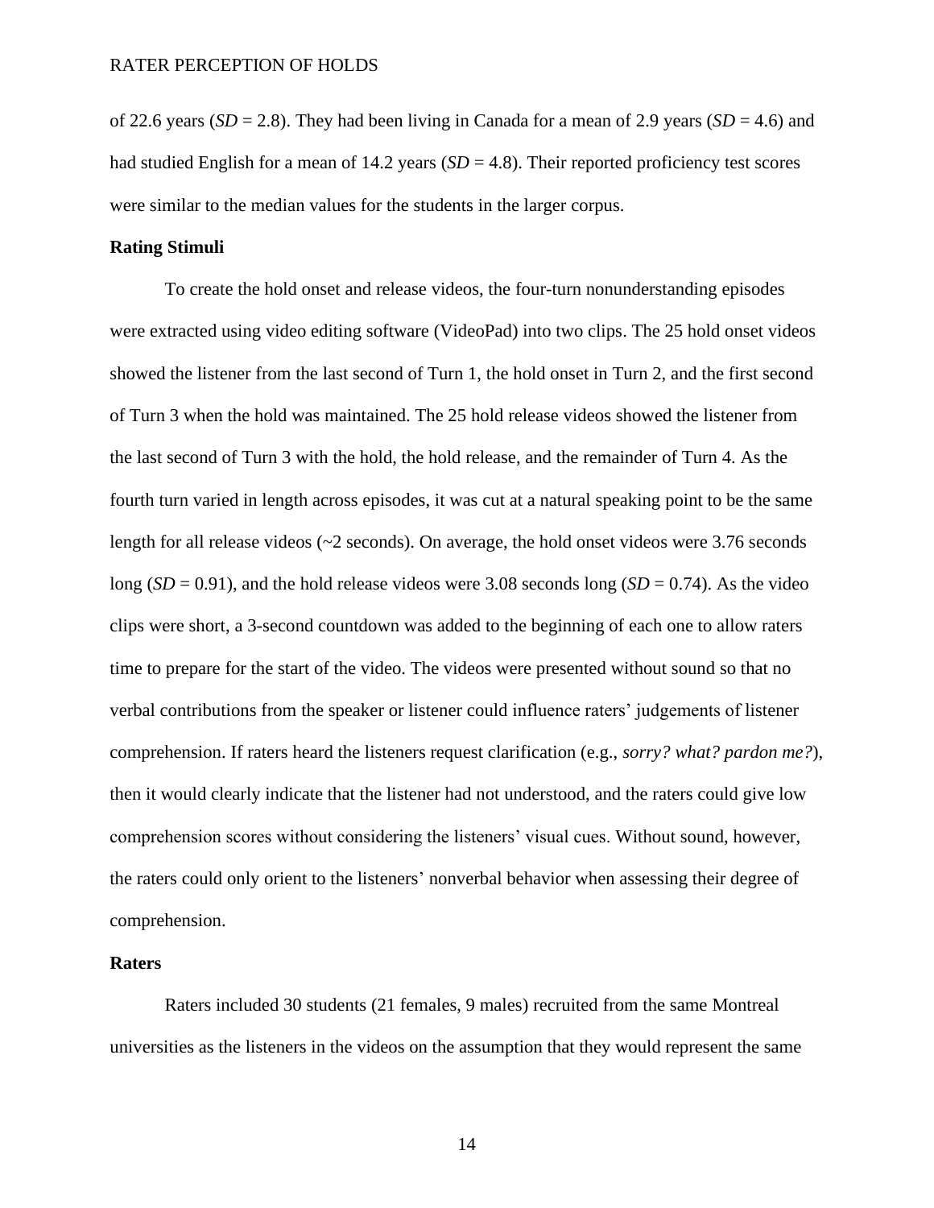of 22.6 years (*SD* = 2.8). They had been living in Canada for a mean of 2.9 years (*SD* = 4.6) and had studied English for a mean of 14.2 years (*SD* = 4.8). Their reported proficiency test scores were similar to the median values for the students in the larger corpus.

### Rating Stimuli

To create the hold onset and release videos, the four-turn nonunderstanding episodes were extracted using video editing software (VideoPad) into two clips. The 25 hold onset videos showed the listener from the last second of Turn 1, the hold onset in Turn 2, and the first second of Turn 3 when the hold was maintained. The 25 hold release videos showed the listener from the last second of Turn 3 with the hold, the hold release, and the remainder of Turn 4. As the fourth turn varied in length across episodes, it was cut at a natural speaking point to be the same length for all release videos (~2 seconds). On average, the hold onset videos were 3.76 seconds long (*SD* = 0.91), and the hold release videos were 3.08 seconds long (*SD* = 0.74). As the video clips were short, a 3-second countdown was added to the beginning of each one to allow raters time to prepare for the start of the video. The videos were presented without sound so that no verbal contributions from the speaker or listener could influence raters' judgements of listener comprehension. If raters heard the listeners request clarification (e.g., *sorry? what? pardon me?*), then it would clearly indicate that the listener had not understood, and the raters could give low comprehension scores without considering the listeners' visual cues. Without sound, however, the raters could only orient to the listeners' nonverbal behavior when assessing their degree of comprehension.

### Raters

Raters included 30 students (21 females, 9 males) recruited from the same Montreal universities as the listeners in the videos on the assumption that they would represent the same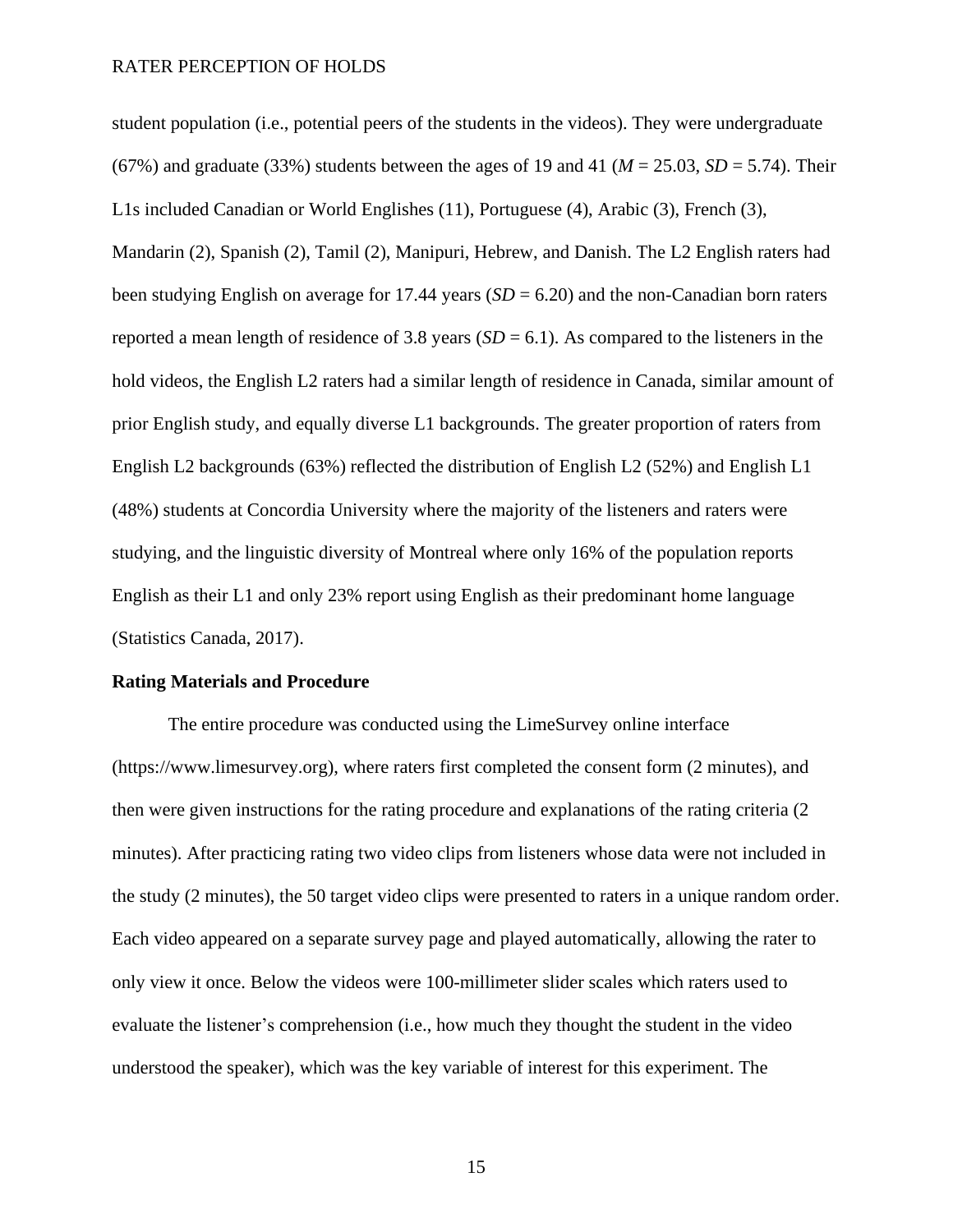student population (i.e., potential peers of the students in the videos). They were undergraduate (67%) and graduate (33%) students between the ages of 19 and 41 ($M$ = 25.03, $SD$ = 5.74). Their L1s included Canadian or World Englishes (11), Portuguese (4), Arabic (3), French (3), Mandarin (2), Spanish (2), Tamil (2), Manipuri, Hebrew, and Danish. The L2 English raters had been studying English on average for 17.44 years ($SD$ = 6.20) and the non-Canadian born raters reported a mean length of residence of 3.8 years ($SD$ = 6.1). As compared to the listeners in the hold videos, the English L2 raters had a similar length of residence in Canada, similar amount of prior English study, and equally diverse L1 backgrounds. The greater proportion of raters from English L2 backgrounds (63%) reflected the distribution of English L2 (52%) and English L1 (48%) students at Concordia University where the majority of the listeners and raters were studying, and the linguistic diversity of Montreal where only 16% of the population reports English as their L1 and only 23% report using English as their predominant home language (Statistics Canada, 2017).

**Rating Materials and Procedure**

The entire procedure was conducted using the LimeSurvey online interface (https://www.limesurvey.org), where raters first completed the consent form (2 minutes), and then were given instructions for the rating procedure and explanations of the rating criteria (2 minutes). After practicing rating two video clips from listeners whose data were not included in the study (2 minutes), the 50 target video clips were presented to raters in a unique random order. Each video appeared on a separate survey page and played automatically, allowing the rater to only view it once. Below the videos were 100-millimeter slider scales which raters used to evaluate the listener's comprehension (i.e., how much they thought the student in the video understood the speaker), which was the key variable of interest for this experiment. The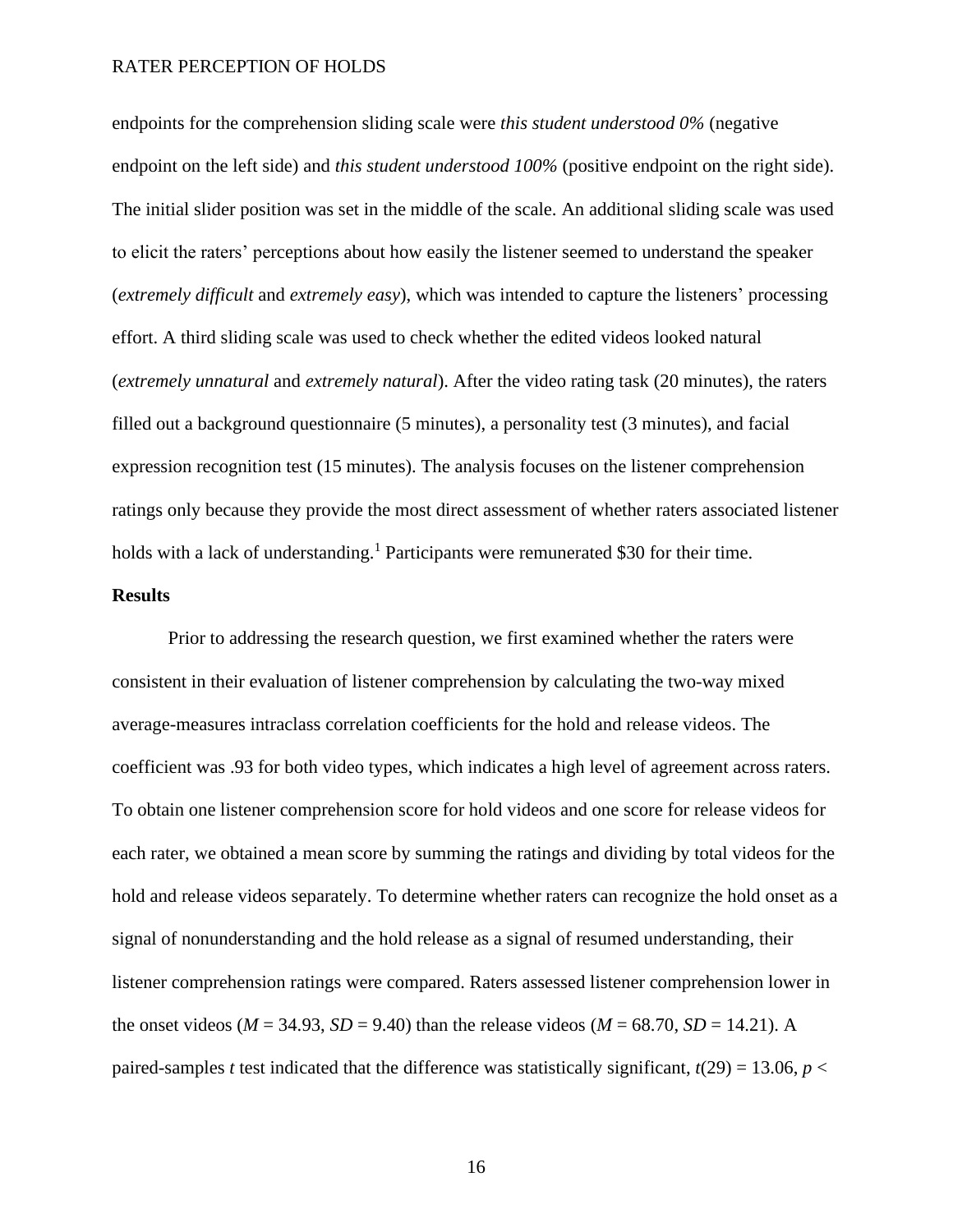endpoints for the comprehension sliding scale were *this student understood 0%* (negative endpoint on the left side) and *this student understood 100%* (positive endpoint on the right side). The initial slider position was set in the middle of the scale. An additional sliding scale was used to elicit the raters' perceptions about how easily the listener seemed to understand the speaker (*extremely difficult* and *extremely easy*), which was intended to capture the listeners' processing effort. A third sliding scale was used to check whether the edited videos looked natural (*extremely unnatural* and *extremely natural*). After the video rating task (20 minutes), the raters filled out a background questionnaire (5 minutes), a personality test (3 minutes), and facial expression recognition test (15 minutes). The analysis focuses on the listener comprehension ratings only because they provide the most direct assessment of whether raters associated listener holds with a lack of understanding.[1] Participants were remunerated $30 for their time.

## Results

Prior to addressing the research question, we first examined whether the raters were consistent in their evaluation of listener comprehension by calculating the two-way mixed average-measures intraclass correlation coefficients for the hold and release videos. The coefficient was .93 for both video types, which indicates a high level of agreement across raters. To obtain one listener comprehension score for hold videos and one score for release videos for each rater, we obtained a mean score by summing the ratings and dividing by total videos for the hold and release videos separately. To determine whether raters can recognize the hold onset as a signal of nonunderstanding and the hold release as a signal of resumed understanding, their listener comprehension ratings were compared. Raters assessed listener comprehension lower in the onset videos ($M$ = 34.93, $SD$ = 9.40) than the release videos ($M$ = 68.70, $SD$ = 14.21). A paired-samples $t$ test indicated that the difference was statistically significant, $t(29) = 13.06$, $p <$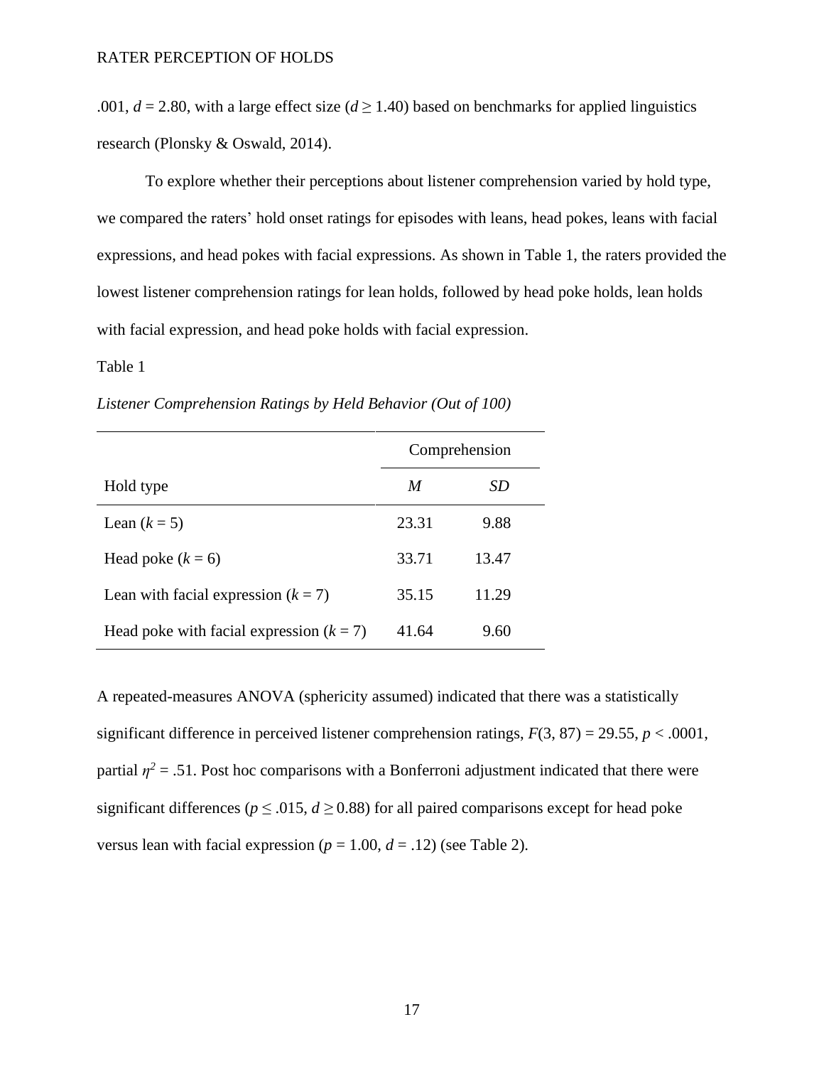.001, $d = 2.80$, with a large effect size ($d \geq 1.40$) based on benchmarks for applied linguistics research (Plonsky & Oswald, 2014).

To explore whether their perceptions about listener comprehension varied by hold type, we compared the raters' hold onset ratings for episodes with leans, head pokes, leans with facial expressions, and head pokes with facial expressions. As shown in Table 1, the raters provided the lowest listener comprehension ratings for lean holds, followed by head poke holds, lean holds with facial expression, and head poke holds with facial expression.

Table 1

*Listener Comprehension Ratings by Held Behavior (Out of 100)*

| | Comprehension | |
|---|---|---|
| Hold type | *M* | *SD* |
| Lean ($k = 5$) | 23.31 | 9.88 |
| Head poke ($k = 6$) | 33.71 | 13.47 |
| Lean with facial expression ($k = 7$) | 35.15 | 11.29 |
| Head poke with facial expression ($k = 7$) | 41.64 | 9.60 |

A repeated-measures ANOVA (sphericity assumed) indicated that there was a statistically significant difference in perceived listener comprehension ratings, $F(3, 87) = 29.55$, $p < .0001$, partial $\eta^2 = .51$. Post hoc comparisons with a Bonferroni adjustment indicated that there were significant differences ($p \leq .015$, $d \geq 0.88$) for all paired comparisons except for head poke versus lean with facial expression ($p = 1.00$, $d = .12$) (see Table 2).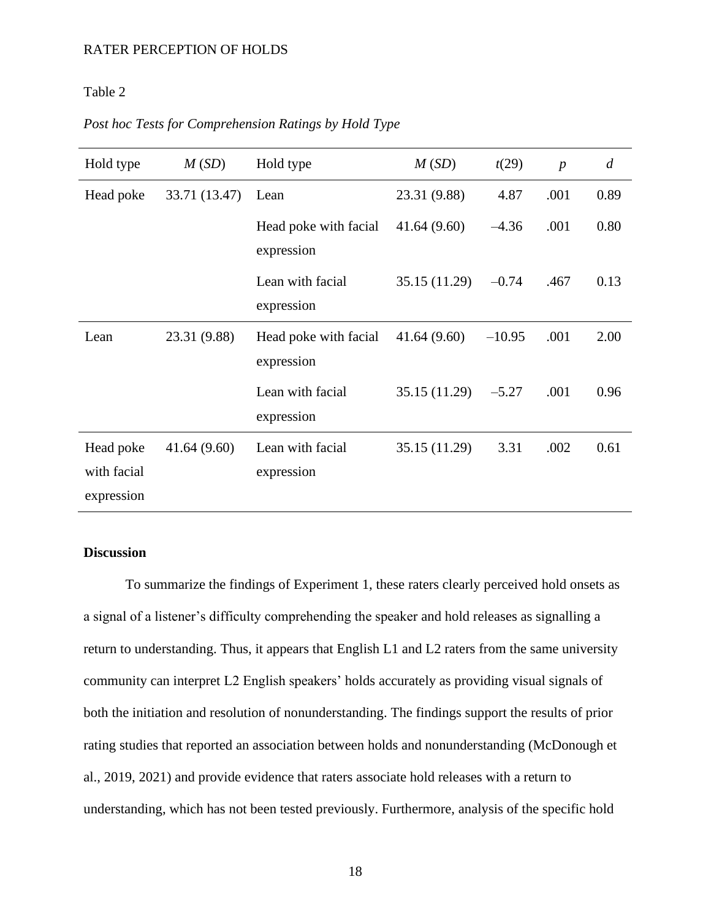Table 2

*Post hoc Tests for Comprehension Ratings by Hold Type*

| Hold type | *M* (*SD*) | Hold type | *M* (*SD*) | *t*(29) | *p* | *d* |
|---|---|---|---|---|---|---|
| Head poke | 33.71 (13.47) | Lean | 23.31 (9.88) | 4.87 | .001 | 0.89 |
| | | Head poke with facial expression | 41.64 (9.60) | –4.36 | .001 | 0.80 |
| | | Lean with facial expression | 35.15 (11.29) | –0.74 | .467 | 0.13 |
| Lean | 23.31 (9.88) | Head poke with facial expression | 41.64 (9.60) | –10.95 | .001 | 2.00 |
| | | Lean with facial expression | 35.15 (11.29) | –5.27 | .001 | 0.96 |
| Head poke with facial expression | 41.64 (9.60) | Lean with facial expression | 35.15 (11.29) | 3.31 | .002 | 0.61 |

**Discussion**

To summarize the findings of Experiment 1, these raters clearly perceived hold onsets as a signal of a listener's difficulty comprehending the speaker and hold releases as signalling a return to understanding. Thus, it appears that English L1 and L2 raters from the same university community can interpret L2 English speakers' holds accurately as providing visual signals of both the initiation and resolution of nonunderstanding. The findings support the results of prior rating studies that reported an association between holds and nonunderstanding (McDonough et al., 2019, 2021) and provide evidence that raters associate hold releases with a return to understanding, which has not been tested previously. Furthermore, analysis of the specific hold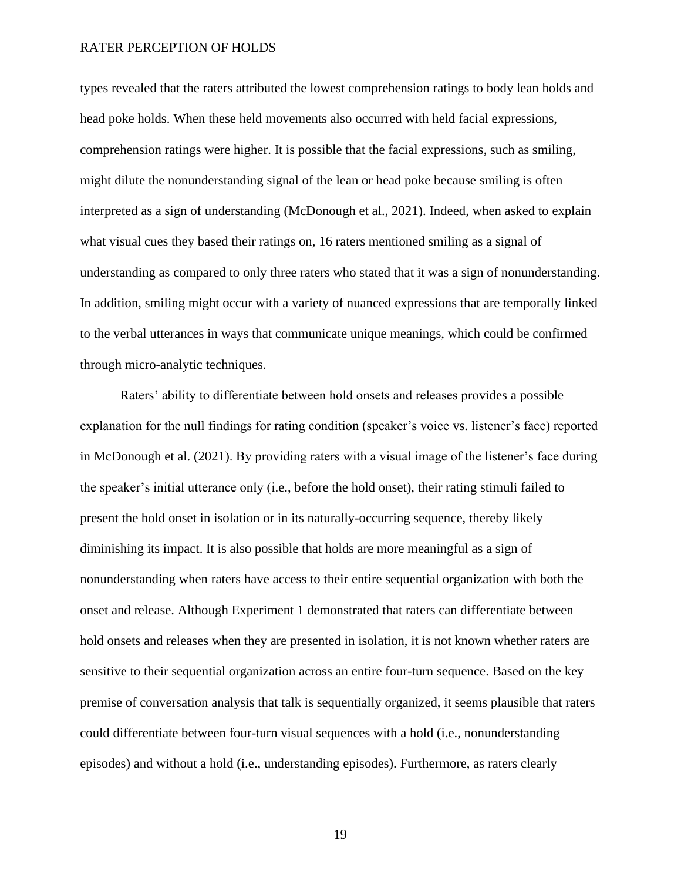types revealed that the raters attributed the lowest comprehension ratings to body lean holds and head poke holds. When these held movements also occurred with held facial expressions, comprehension ratings were higher. It is possible that the facial expressions, such as smiling, might dilute the nonunderstanding signal of the lean or head poke because smiling is often interpreted as a sign of understanding (McDonough et al., 2021). Indeed, when asked to explain what visual cues they based their ratings on, 16 raters mentioned smiling as a signal of understanding as compared to only three raters who stated that it was a sign of nonunderstanding. In addition, smiling might occur with a variety of nuanced expressions that are temporally linked to the verbal utterances in ways that communicate unique meanings, which could be confirmed through micro-analytic techniques.

Raters' ability to differentiate between hold onsets and releases provides a possible explanation for the null findings for rating condition (speaker's voice vs. listener's face) reported in McDonough et al. (2021). By providing raters with a visual image of the listener's face during the speaker's initial utterance only (i.e., before the hold onset), their rating stimuli failed to present the hold onset in isolation or in its naturally-occurring sequence, thereby likely diminishing its impact. It is also possible that holds are more meaningful as a sign of nonunderstanding when raters have access to their entire sequential organization with both the onset and release. Although Experiment 1 demonstrated that raters can differentiate between hold onsets and releases when they are presented in isolation, it is not known whether raters are sensitive to their sequential organization across an entire four-turn sequence. Based on the key premise of conversation analysis that talk is sequentially organized, it seems plausible that raters could differentiate between four-turn visual sequences with a hold (i.e., nonunderstanding episodes) and without a hold (i.e., understanding episodes). Furthermore, as raters clearly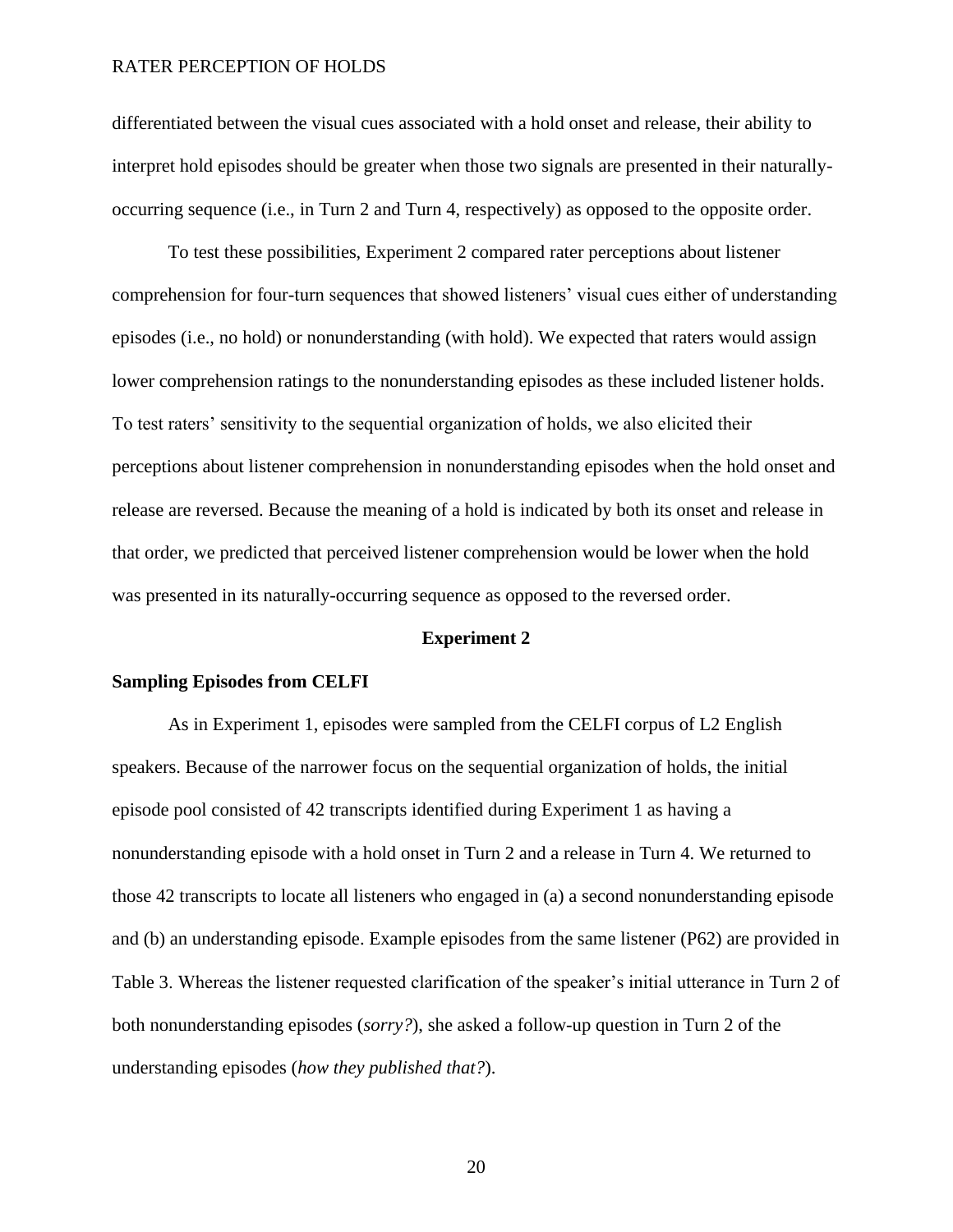differentiated between the visual cues associated with a hold onset and release, their ability to interpret hold episodes should be greater when those two signals are presented in their naturally-occurring sequence (i.e., in Turn 2 and Turn 4, respectively) as opposed to the opposite order.

To test these possibilities, Experiment 2 compared rater perceptions about listener comprehension for four-turn sequences that showed listeners' visual cues either of understanding episodes (i.e., no hold) or nonunderstanding (with hold). We expected that raters would assign lower comprehension ratings to the nonunderstanding episodes as these included listener holds. To test raters' sensitivity to the sequential organization of holds, we also elicited their perceptions about listener comprehension in nonunderstanding episodes when the hold onset and release are reversed. Because the meaning of a hold is indicated by both its onset and release in that order, we predicted that perceived listener comprehension would be lower when the hold was presented in its naturally-occurring sequence as opposed to the reversed order.

## Experiment 2

### Sampling Episodes from CELFI

As in Experiment 1, episodes were sampled from the CELFI corpus of L2 English speakers. Because of the narrower focus on the sequential organization of holds, the initial episode pool consisted of 42 transcripts identified during Experiment 1 as having a nonunderstanding episode with a hold onset in Turn 2 and a release in Turn 4. We returned to those 42 transcripts to locate all listeners who engaged in (a) a second nonunderstanding episode and (b) an understanding episode. Example episodes from the same listener (P62) are provided in Table 3. Whereas the listener requested clarification of the speaker's initial utterance in Turn 2 of both nonunderstanding episodes (*sorry?*), she asked a follow-up question in Turn 2 of the understanding episodes (*how they published that?*).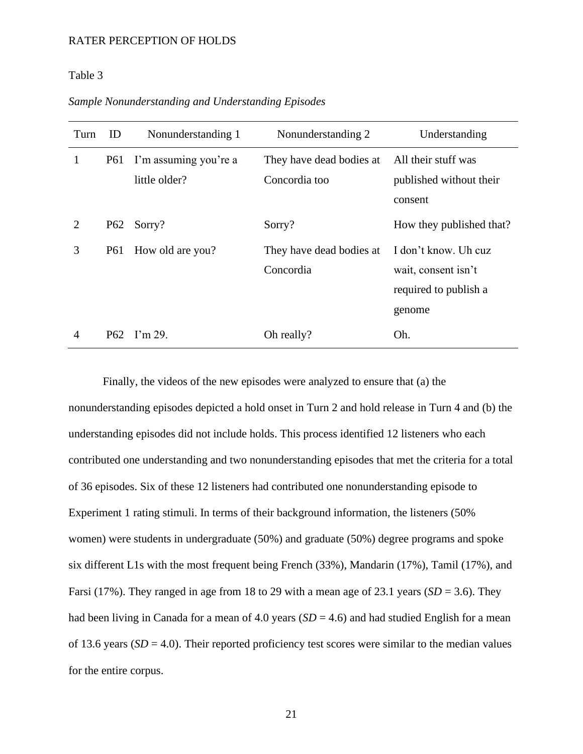Table 3

*Sample Nonunderstanding and Understanding Episodes*

| Turn | ID | Nonunderstanding 1 | Nonunderstanding 2 | Understanding |
|---|---|---|---|---|
| 1 | P61 | I'm assuming you're a little older? | They have dead bodies at Concordia too | All their stuff was published without their consent |
| 2 | P62 | Sorry? | Sorry? | How they published that? |
| 3 | P61 | How old are you? | They have dead bodies at Concordia | I don't know. Uh cuz wait, consent isn't required to publish a genome |
| 4 | P62 | I'm 29. | Oh really? | Oh. |

Finally, the videos of the new episodes were analyzed to ensure that (a) the nonunderstanding episodes depicted a hold onset in Turn 2 and hold release in Turn 4 and (b) the understanding episodes did not include holds. This process identified 12 listeners who each contributed one understanding and two nonunderstanding episodes that met the criteria for a total of 36 episodes. Six of these 12 listeners had contributed one nonunderstanding episode to Experiment 1 rating stimuli. In terms of their background information, the listeners (50% women) were students in undergraduate (50%) and graduate (50%) degree programs and spoke six different L1s with the most frequent being French (33%), Mandarin (17%), Tamil (17%), and Farsi (17%). They ranged in age from 18 to 29 with a mean age of 23.1 years (*SD* = 3.6). They had been living in Canada for a mean of 4.0 years (*SD* = 4.6) and had studied English for a mean of 13.6 years (*SD* = 4.0). Their reported proficiency test scores were similar to the median values for the entire corpus.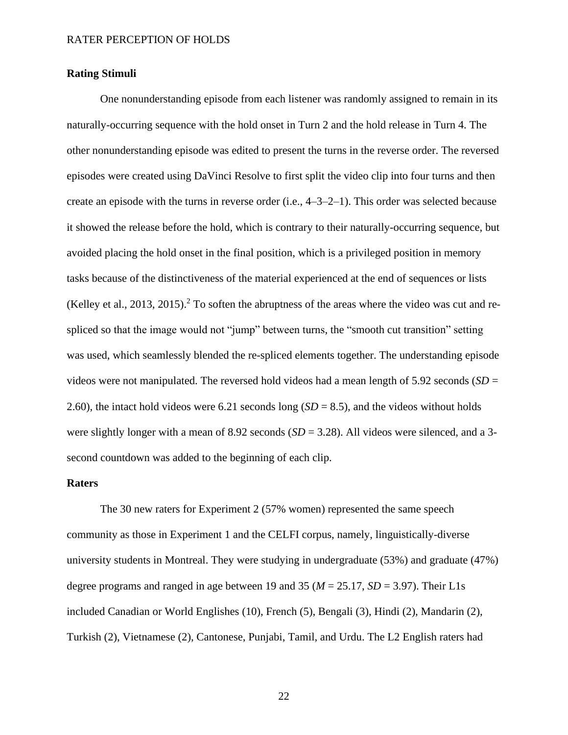### Rating Stimuli

One nonunderstanding episode from each listener was randomly assigned to remain in its naturally-occurring sequence with the hold onset in Turn 2 and the hold release in Turn 4. The other nonunderstanding episode was edited to present the turns in the reverse order. The reversed episodes were created using DaVinci Resolve to first split the video clip into four turns and then create an episode with the turns in reverse order (i.e., 4–3–2–1). This order was selected because it showed the release before the hold, which is contrary to their naturally-occurring sequence, but avoided placing the hold onset in the final position, which is a privileged position in memory tasks because of the distinctiveness of the material experienced at the end of sequences or lists (Kelley et al., 2013, 2015).[2] To soften the abruptness of the areas where the video was cut and re-spliced so that the image would not "jump" between turns, the "smooth cut transition" setting was used, which seamlessly blended the re-spliced elements together. The understanding episode videos were not manipulated. The reversed hold videos had a mean length of 5.92 seconds (*SD* = 2.60), the intact hold videos were 6.21 seconds long (*SD* = 8.5), and the videos without holds were slightly longer with a mean of 8.92 seconds (*SD* = 3.28). All videos were silenced, and a 3-second countdown was added to the beginning of each clip.

### Raters

The 30 new raters for Experiment 2 (57% women) represented the same speech community as those in Experiment 1 and the CELFI corpus, namely, linguistically-diverse university students in Montreal. They were studying in undergraduate (53%) and graduate (47%) degree programs and ranged in age between 19 and 35 (*M* = 25.17, *SD* = 3.97). Their L1s included Canadian or World Englishes (10), French (5), Bengali (3), Hindi (2), Mandarin (2), Turkish (2), Vietnamese (2), Cantonese, Punjabi, Tamil, and Urdu. The L2 English raters had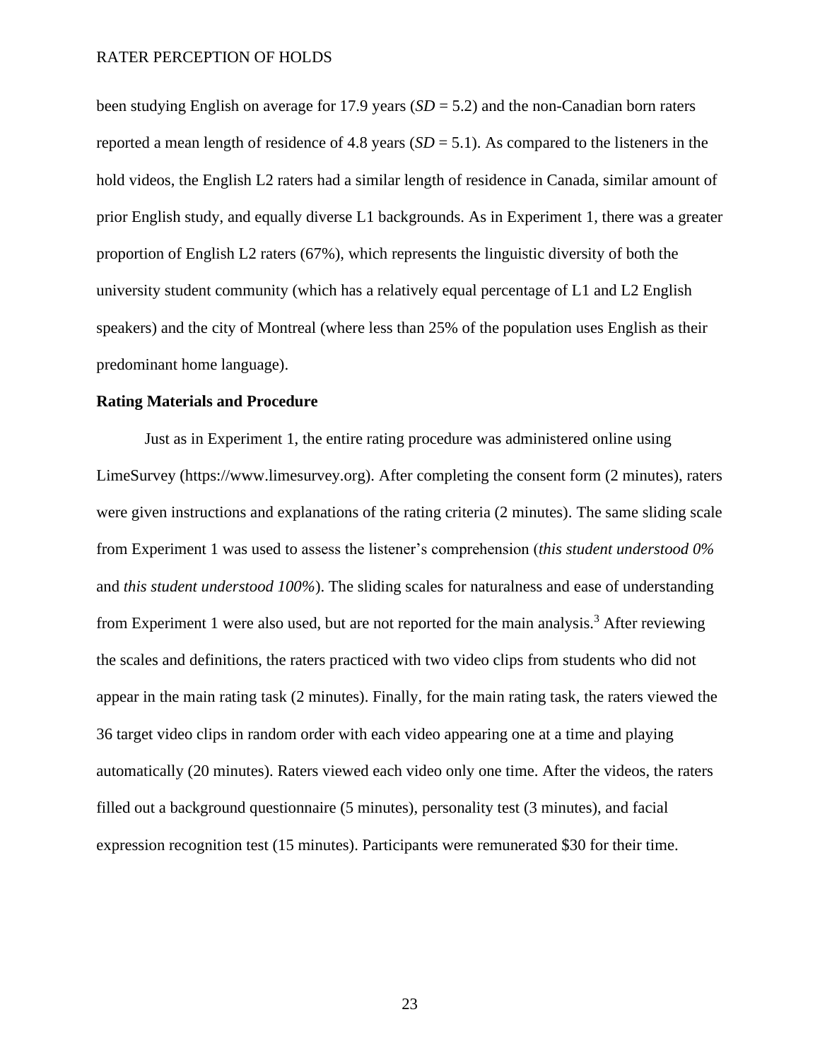been studying English on average for 17.9 years (*SD* = 5.2) and the non-Canadian born raters reported a mean length of residence of 4.8 years (*SD* = 5.1). As compared to the listeners in the hold videos, the English L2 raters had a similar length of residence in Canada, similar amount of prior English study, and equally diverse L1 backgrounds. As in Experiment 1, there was a greater proportion of English L2 raters (67%), which represents the linguistic diversity of both the university student community (which has a relatively equal percentage of L1 and L2 English speakers) and the city of Montreal (where less than 25% of the population uses English as their predominant home language).

**Rating Materials and Procedure**

Just as in Experiment 1, the entire rating procedure was administered online using LimeSurvey (https://www.limesurvey.org). After completing the consent form (2 minutes), raters were given instructions and explanations of the rating criteria (2 minutes). The same sliding scale from Experiment 1 was used to assess the listener's comprehension (*this student understood 0%* and *this student understood 100%*). The sliding scales for naturalness and ease of understanding from Experiment 1 were also used, but are not reported for the main analysis.[3] After reviewing the scales and definitions, the raters practiced with two video clips from students who did not appear in the main rating task (2 minutes). Finally, for the main rating task, the raters viewed the 36 target video clips in random order with each video appearing one at a time and playing automatically (20 minutes). Raters viewed each video only one time. After the videos, the raters filled out a background questionnaire (5 minutes), personality test (3 minutes), and facial expression recognition test (15 minutes). Participants were remunerated $30 for their time.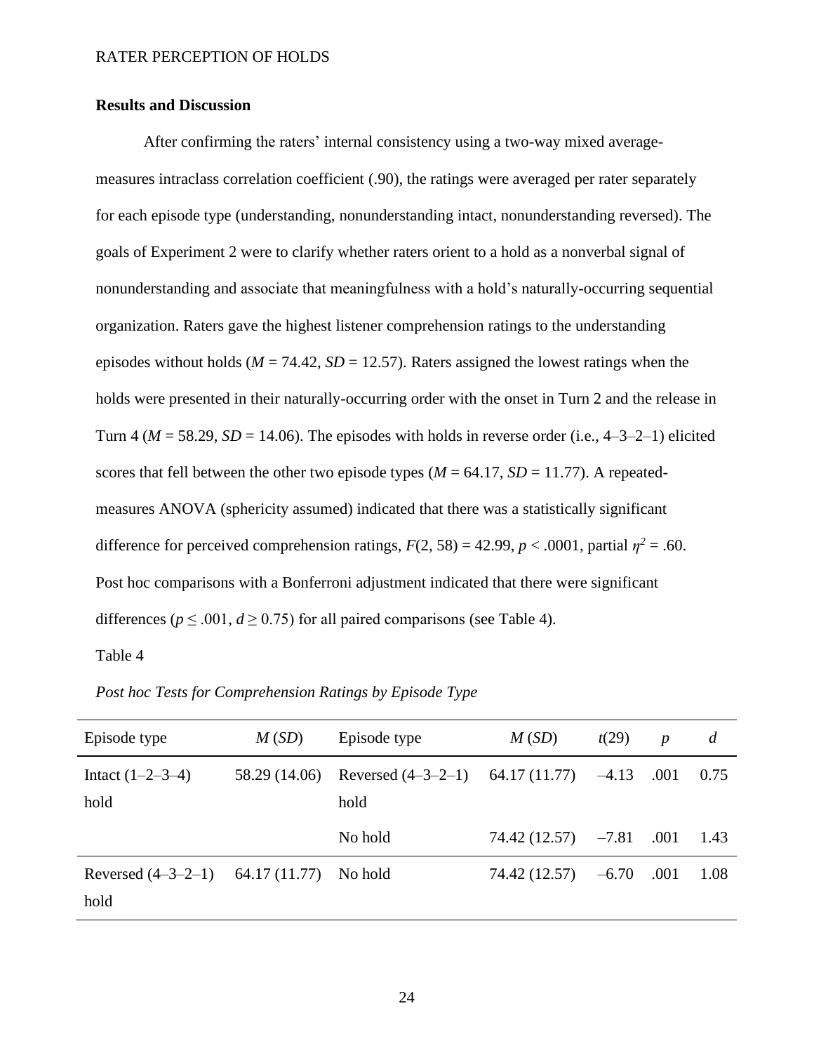**Results and Discussion**

After confirming the raters' internal consistency using a two-way mixed average-measures intraclass correlation coefficient (.90), the ratings were averaged per rater separately for each episode type (understanding, nonunderstanding intact, nonunderstanding reversed). The goals of Experiment 2 were to clarify whether raters orient to a hold as a nonverbal signal of nonunderstanding and associate that meaningfulness with a hold's naturally-occurring sequential organization. Raters gave the highest listener comprehension ratings to the understanding episodes without holds ($M$ = 74.42, $SD$ = 12.57). Raters assigned the lowest ratings when the holds were presented in their naturally-occurring order with the onset in Turn 2 and the release in Turn 4 ($M$ = 58.29, $SD$ = 14.06). The episodes with holds in reverse order (i.e., 4–3–2–1) elicited scores that fell between the other two episode types ($M$ = 64.17, $SD$ = 11.77). A repeated-measures ANOVA (sphericity assumed) indicated that there was a statistically significant difference for perceived comprehension ratings, $F(2, 58) = 42.99$, $p < .0001$, partial $\eta^2 = .60$. Post hoc comparisons with a Bonferroni adjustment indicated that there were significant differences ($p \leq .001$, $d \geq 0.75$) for all paired comparisons (see Table 4).

Table 4

*Post hoc Tests for Comprehension Ratings by Episode Type*

| Episode type | $M$ ($SD$) | Episode type | $M$ ($SD$) | $t$(29) | $p$ | $d$ |
|---|---|---|---|---|---|---|
| Intact (1–2–3–4) hold | 58.29 (14.06) | Reversed (4–3–2–1) hold | 64.17 (11.77) | –4.13 | .001 | 0.75 |
| | | No hold | 74.42 (12.57) | –7.81 | .001 | 1.43 |
| Reversed (4–3–2–1) hold | 64.17 (11.77) | No hold | 74.42 (12.57) | –6.70 | .001 | 1.08 |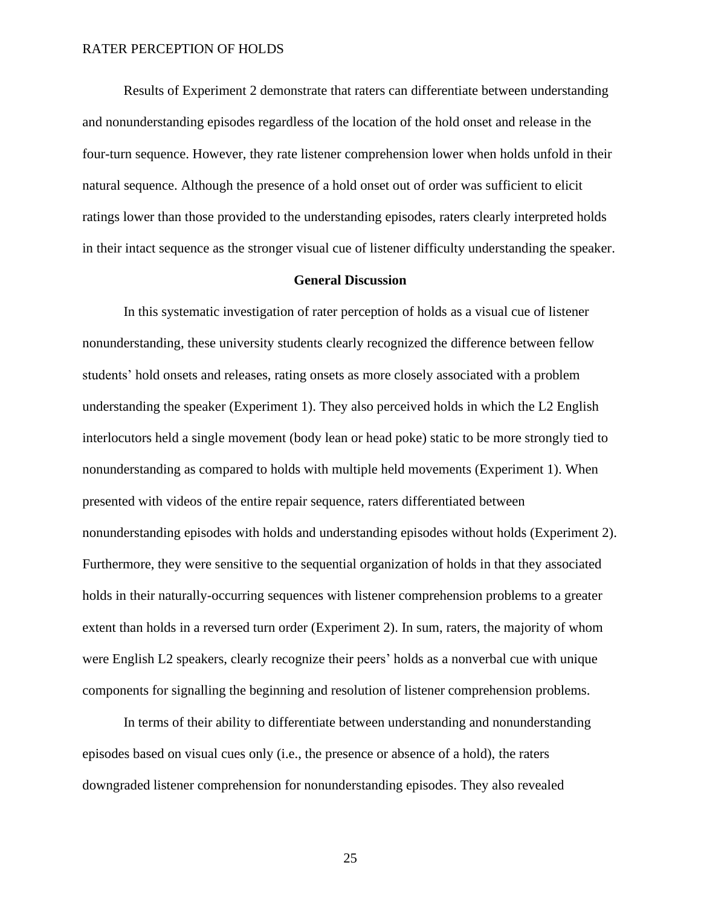Results of Experiment 2 demonstrate that raters can differentiate between understanding and nonunderstanding episodes regardless of the location of the hold onset and release in the four-turn sequence. However, they rate listener comprehension lower when holds unfold in their natural sequence. Although the presence of a hold onset out of order was sufficient to elicit ratings lower than those provided to the understanding episodes, raters clearly interpreted holds in their intact sequence as the stronger visual cue of listener difficulty understanding the speaker.

## General Discussion

In this systematic investigation of rater perception of holds as a visual cue of listener nonunderstanding, these university students clearly recognized the difference between fellow students' hold onsets and releases, rating onsets as more closely associated with a problem understanding the speaker (Experiment 1). They also perceived holds in which the L2 English interlocutors held a single movement (body lean or head poke) static to be more strongly tied to nonunderstanding as compared to holds with multiple held movements (Experiment 1). When presented with videos of the entire repair sequence, raters differentiated between nonunderstanding episodes with holds and understanding episodes without holds (Experiment 2). Furthermore, they were sensitive to the sequential organization of holds in that they associated holds in their naturally-occurring sequences with listener comprehension problems to a greater extent than holds in a reversed turn order (Experiment 2). In sum, raters, the majority of whom were English L2 speakers, clearly recognize their peers' holds as a nonverbal cue with unique components for signalling the beginning and resolution of listener comprehension problems.

In terms of their ability to differentiate between understanding and nonunderstanding episodes based on visual cues only (i.e., the presence or absence of a hold), the raters downgraded listener comprehension for nonunderstanding episodes. They also revealed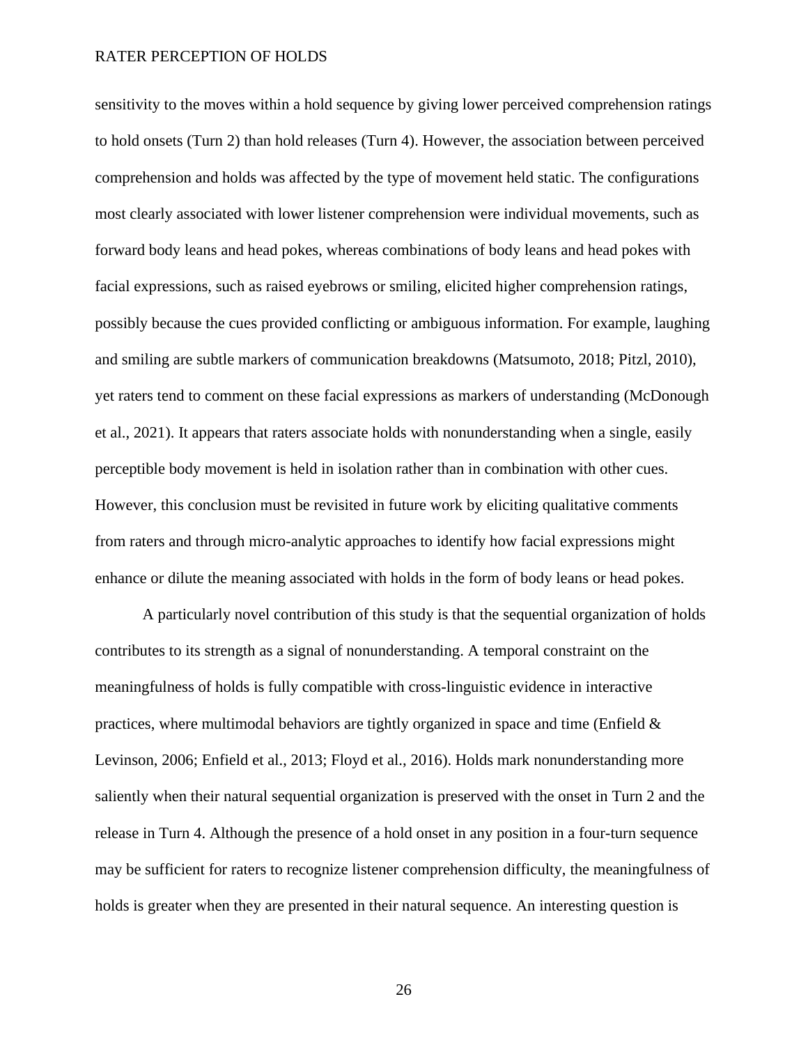sensitivity to the moves within a hold sequence by giving lower perceived comprehension ratings to hold onsets (Turn 2) than hold releases (Turn 4). However, the association between perceived comprehension and holds was affected by the type of movement held static. The configurations most clearly associated with lower listener comprehension were individual movements, such as forward body leans and head pokes, whereas combinations of body leans and head pokes with facial expressions, such as raised eyebrows or smiling, elicited higher comprehension ratings, possibly because the cues provided conflicting or ambiguous information. For example, laughing and smiling are subtle markers of communication breakdowns (Matsumoto, 2018; Pitzl, 2010), yet raters tend to comment on these facial expressions as markers of understanding (McDonough et al., 2021). It appears that raters associate holds with nonunderstanding when a single, easily perceptible body movement is held in isolation rather than in combination with other cues. However, this conclusion must be revisited in future work by eliciting qualitative comments from raters and through micro-analytic approaches to identify how facial expressions might enhance or dilute the meaning associated with holds in the form of body leans or head pokes.

A particularly novel contribution of this study is that the sequential organization of holds contributes to its strength as a signal of nonunderstanding. A temporal constraint on the meaningfulness of holds is fully compatible with cross-linguistic evidence in interactive practices, where multimodal behaviors are tightly organized in space and time (Enfield & Levinson, 2006; Enfield et al., 2013; Floyd et al., 2016). Holds mark nonunderstanding more saliently when their natural sequential organization is preserved with the onset in Turn 2 and the release in Turn 4. Although the presence of a hold onset in any position in a four-turn sequence may be sufficient for raters to recognize listener comprehension difficulty, the meaningfulness of holds is greater when they are presented in their natural sequence. An interesting question is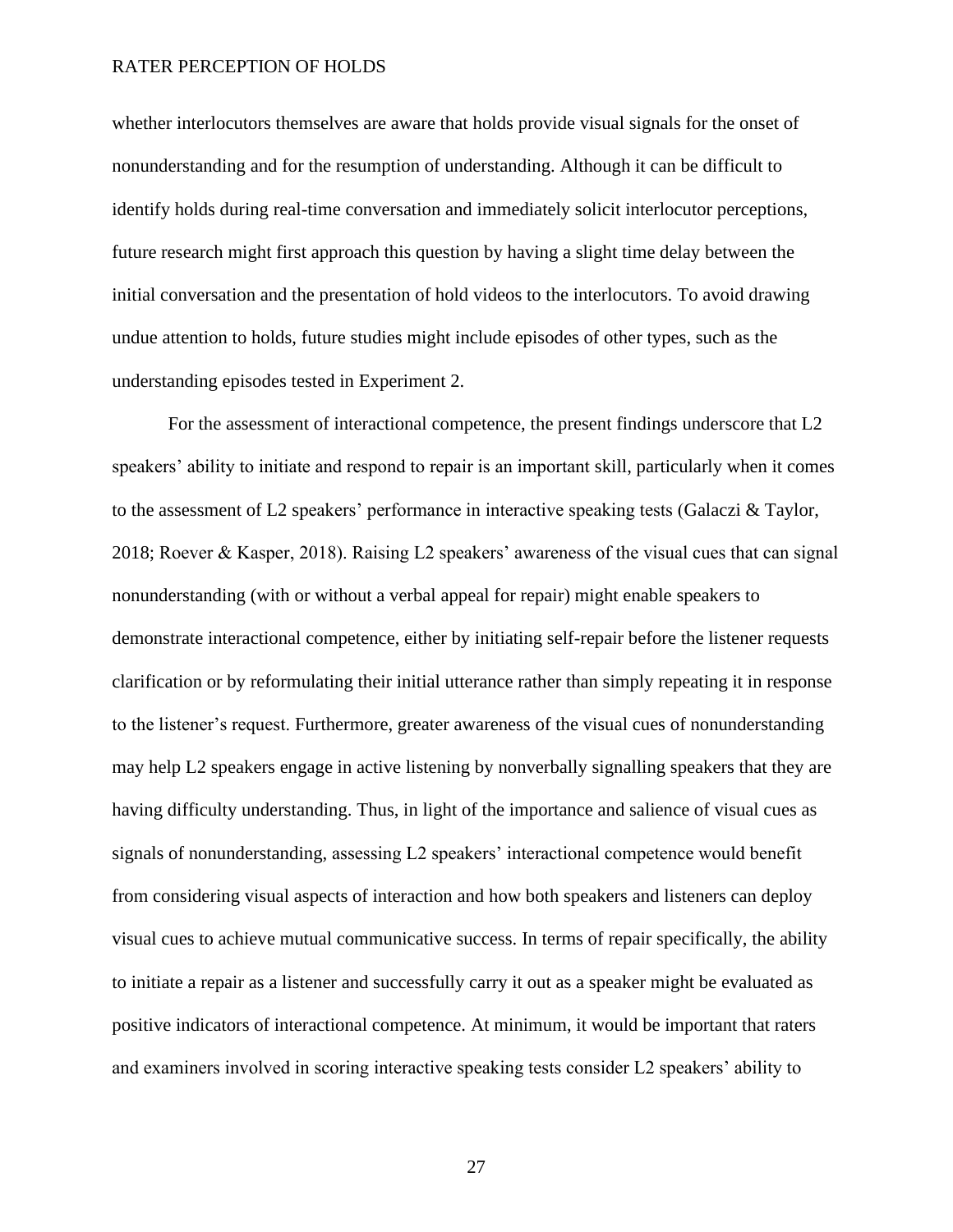whether interlocutors themselves are aware that holds provide visual signals for the onset of nonunderstanding and for the resumption of understanding. Although it can be difficult to identify holds during real-time conversation and immediately solicit interlocutor perceptions, future research might first approach this question by having a slight time delay between the initial conversation and the presentation of hold videos to the interlocutors. To avoid drawing undue attention to holds, future studies might include episodes of other types, such as the understanding episodes tested in Experiment 2.

For the assessment of interactional competence, the present findings underscore that L2 speakers' ability to initiate and respond to repair is an important skill, particularly when it comes to the assessment of L2 speakers' performance in interactive speaking tests (Galaczi & Taylor, 2018; Roever & Kasper, 2018). Raising L2 speakers' awareness of the visual cues that can signal nonunderstanding (with or without a verbal appeal for repair) might enable speakers to demonstrate interactional competence, either by initiating self-repair before the listener requests clarification or by reformulating their initial utterance rather than simply repeating it in response to the listener's request. Furthermore, greater awareness of the visual cues of nonunderstanding may help L2 speakers engage in active listening by nonverbally signalling speakers that they are having difficulty understanding. Thus, in light of the importance and salience of visual cues as signals of nonunderstanding, assessing L2 speakers' interactional competence would benefit from considering visual aspects of interaction and how both speakers and listeners can deploy visual cues to achieve mutual communicative success. In terms of repair specifically, the ability to initiate a repair as a listener and successfully carry it out as a speaker might be evaluated as positive indicators of interactional competence. At minimum, it would be important that raters and examiners involved in scoring interactive speaking tests consider L2 speakers' ability to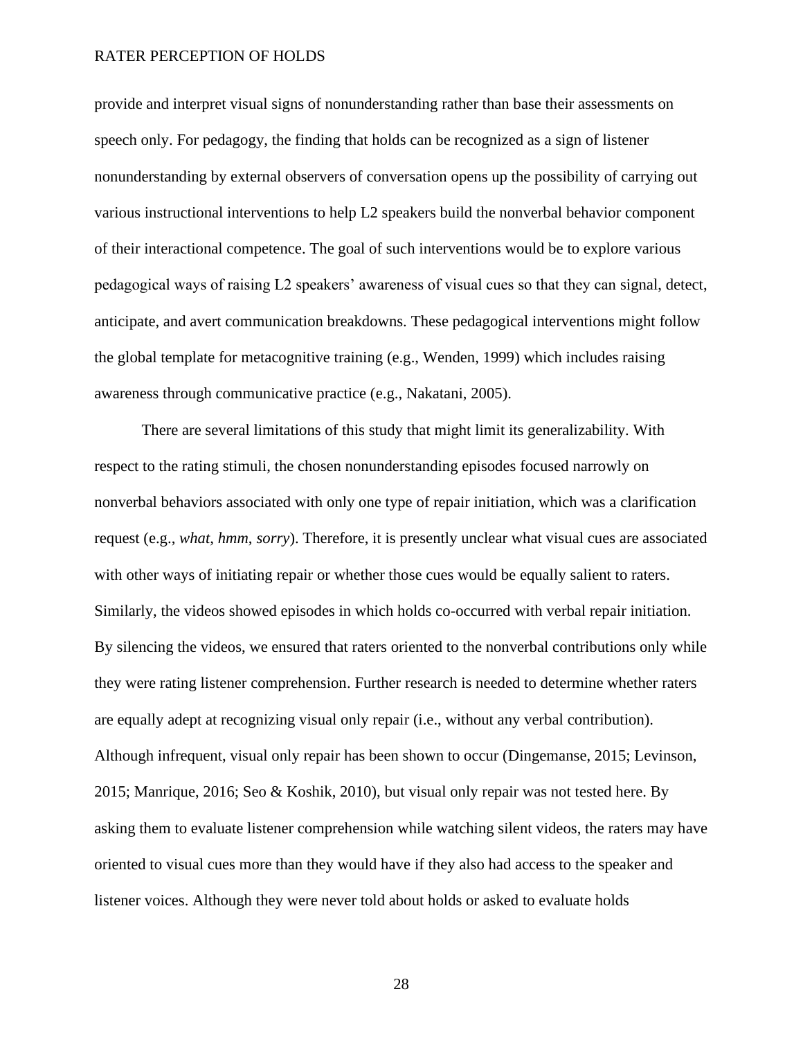provide and interpret visual signs of nonunderstanding rather than base their assessments on speech only. For pedagogy, the finding that holds can be recognized as a sign of listener nonunderstanding by external observers of conversation opens up the possibility of carrying out various instructional interventions to help L2 speakers build the nonverbal behavior component of their interactional competence. The goal of such interventions would be to explore various pedagogical ways of raising L2 speakers' awareness of visual cues so that they can signal, detect, anticipate, and avert communication breakdowns. These pedagogical interventions might follow the global template for metacognitive training (e.g., Wenden, 1999) which includes raising awareness through communicative practice (e.g., Nakatani, 2005).

There are several limitations of this study that might limit its generalizability. With respect to the rating stimuli, the chosen nonunderstanding episodes focused narrowly on nonverbal behaviors associated with only one type of repair initiation, which was a clarification request (e.g., *what*, *hmm*, *sorry*). Therefore, it is presently unclear what visual cues are associated with other ways of initiating repair or whether those cues would be equally salient to raters. Similarly, the videos showed episodes in which holds co-occurred with verbal repair initiation. By silencing the videos, we ensured that raters oriented to the nonverbal contributions only while they were rating listener comprehension. Further research is needed to determine whether raters are equally adept at recognizing visual only repair (i.e., without any verbal contribution). Although infrequent, visual only repair has been shown to occur (Dingemanse, 2015; Levinson, 2015; Manrique, 2016; Seo & Koshik, 2010), but visual only repair was not tested here. By asking them to evaluate listener comprehension while watching silent videos, the raters may have oriented to visual cues more than they would have if they also had access to the speaker and listener voices. Although they were never told about holds or asked to evaluate holds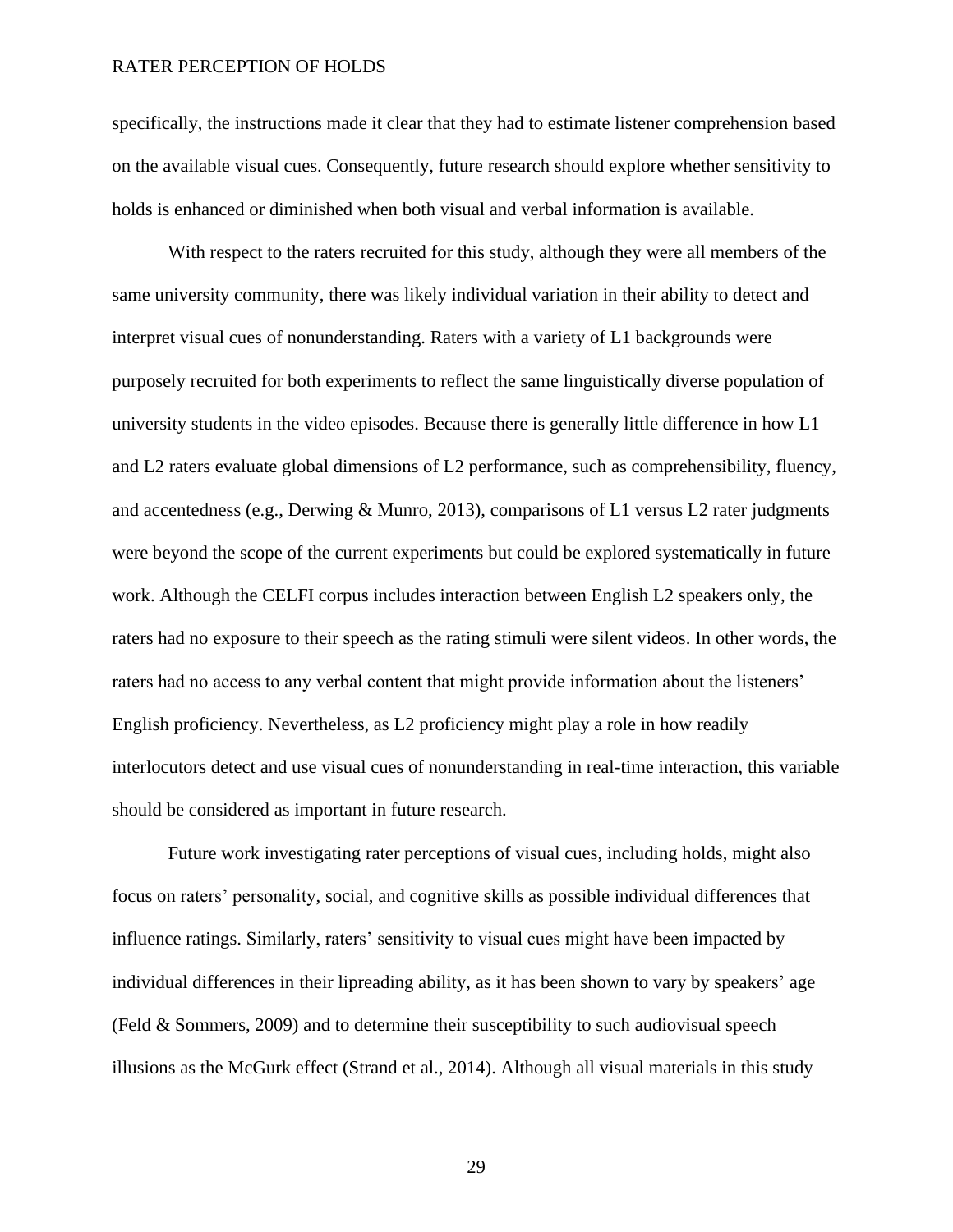specifically, the instructions made it clear that they had to estimate listener comprehension based on the available visual cues. Consequently, future research should explore whether sensitivity to holds is enhanced or diminished when both visual and verbal information is available.

With respect to the raters recruited for this study, although they were all members of the same university community, there was likely individual variation in their ability to detect and interpret visual cues of nonunderstanding. Raters with a variety of L1 backgrounds were purposely recruited for both experiments to reflect the same linguistically diverse population of university students in the video episodes. Because there is generally little difference in how L1 and L2 raters evaluate global dimensions of L2 performance, such as comprehensibility, fluency, and accentedness (e.g., Derwing & Munro, 2013), comparisons of L1 versus L2 rater judgments were beyond the scope of the current experiments but could be explored systematically in future work. Although the CELFI corpus includes interaction between English L2 speakers only, the raters had no exposure to their speech as the rating stimuli were silent videos. In other words, the raters had no access to any verbal content that might provide information about the listeners' English proficiency. Nevertheless, as L2 proficiency might play a role in how readily interlocutors detect and use visual cues of nonunderstanding in real-time interaction, this variable should be considered as important in future research.

Future work investigating rater perceptions of visual cues, including holds, might also focus on raters' personality, social, and cognitive skills as possible individual differences that influence ratings. Similarly, raters' sensitivity to visual cues might have been impacted by individual differences in their lipreading ability, as it has been shown to vary by speakers' age (Feld & Sommers, 2009) and to determine their susceptibility to such audiovisual speech illusions as the McGurk effect (Strand et al., 2014). Although all visual materials in this study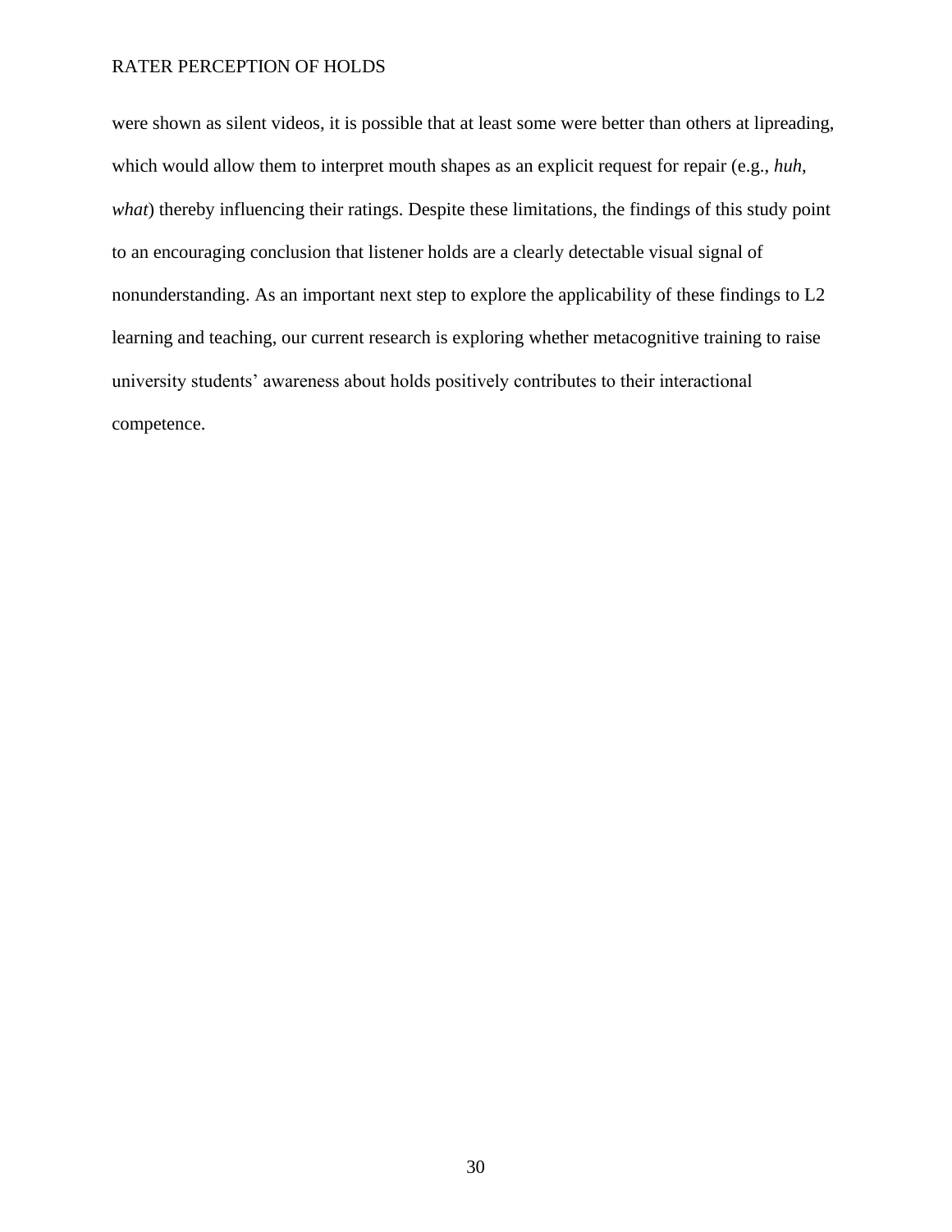were shown as silent videos, it is possible that at least some were better than others at lipreading, which would allow them to interpret mouth shapes as an explicit request for repair (e.g., *huh*, *what*) thereby influencing their ratings. Despite these limitations, the findings of this study point to an encouraging conclusion that listener holds are a clearly detectable visual signal of nonunderstanding. As an important next step to explore the applicability of these findings to L2 learning and teaching, our current research is exploring whether metacognitive training to raise university students' awareness about holds positively contributes to their interactional competence.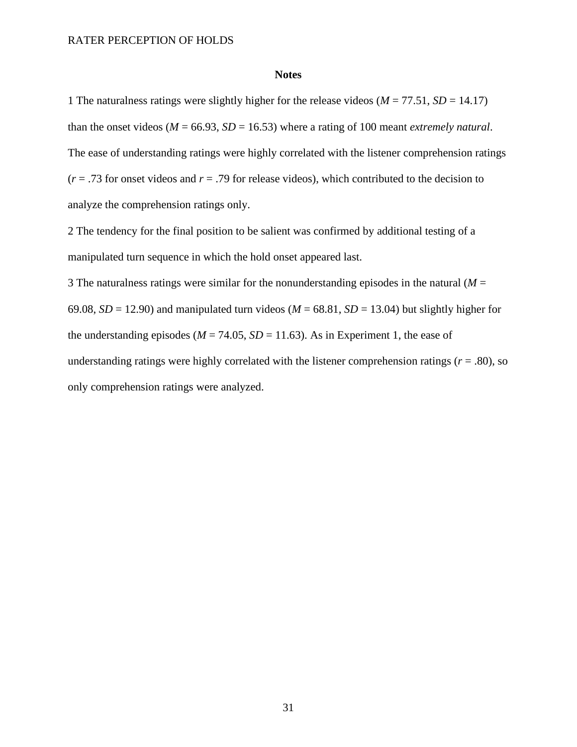## Notes

1 The naturalness ratings were slightly higher for the release videos (*M* = 77.51, *SD* = 14.17) than the onset videos (*M* = 66.93, *SD* = 16.53) where a rating of 100 meant *extremely natural*. The ease of understanding ratings were highly correlated with the listener comprehension ratings (*r* = .73 for onset videos and *r* = .79 for release videos), which contributed to the decision to analyze the comprehension ratings only.

2 The tendency for the final position to be salient was confirmed by additional testing of a manipulated turn sequence in which the hold onset appeared last.

3 The naturalness ratings were similar for the nonunderstanding episodes in the natural (*M* = 69.08, *SD* = 12.90) and manipulated turn videos (*M* = 68.81, *SD* = 13.04) but slightly higher for the understanding episodes (*M* = 74.05, *SD* = 11.63). As in Experiment 1, the ease of understanding ratings were highly correlated with the listener comprehension ratings (*r* = .80), so only comprehension ratings were analyzed.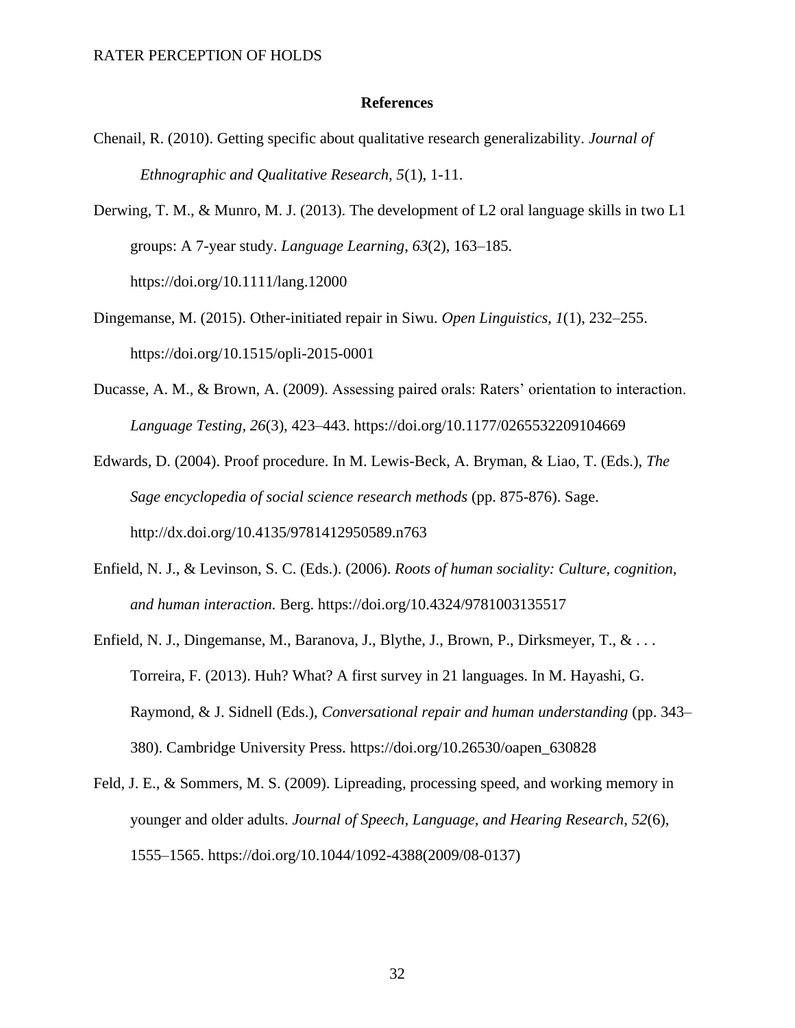# References

Chenail, R. (2010). Getting specific about qualitative research generalizability. *Journal of Ethnographic and Qualitative Research*, *5*(1), 1-11.

Derwing, T. M., & Munro, M. J. (2013). The development of L2 oral language skills in two L1 groups: A 7-year study. *Language Learning*, *63*(2), 163–185. https://doi.org/10.1111/lang.12000

Dingemanse, M. (2015). Other-initiated repair in Siwu. *Open Linguistics*, *1*(1), 232–255. https://doi.org/10.1515/opli-2015-0001

Ducasse, A. M., & Brown, A. (2009). Assessing paired orals: Raters' orientation to interaction. *Language Testing*, *26*(3), 423–443. https://doi.org/10.1177/0265532209104669

Edwards, D. (2004). Proof procedure. In M. Lewis-Beck, A. Bryman, & Liao, T. (Eds.), *The Sage encyclopedia of social science research methods* (pp. 875-876). Sage. http://dx.doi.org/10.4135/9781412950589.n763

Enfield, N. J., & Levinson, S. C. (Eds.). (2006). *Roots of human sociality: Culture, cognition, and human interaction.* Berg. https://doi.org/10.4324/9781003135517

Enfield, N. J., Dingemanse, M., Baranova, J., Blythe, J., Brown, P., Dirksmeyer, T., & . . . Torreira, F. (2013). Huh? What? A first survey in 21 languages. In M. Hayashi, G. Raymond, & J. Sidnell (Eds.), *Conversational repair and human understanding* (pp. 343–380). Cambridge University Press. https://doi.org/10.26530/oapen_630828

Feld, J. E., & Sommers, M. S. (2009). Lipreading, processing speed, and working memory in younger and older adults. *Journal of Speech, Language, and Hearing Research*, *52*(6), 1555–1565. https://doi.org/10.1044/1092-4388(2009/08-0137)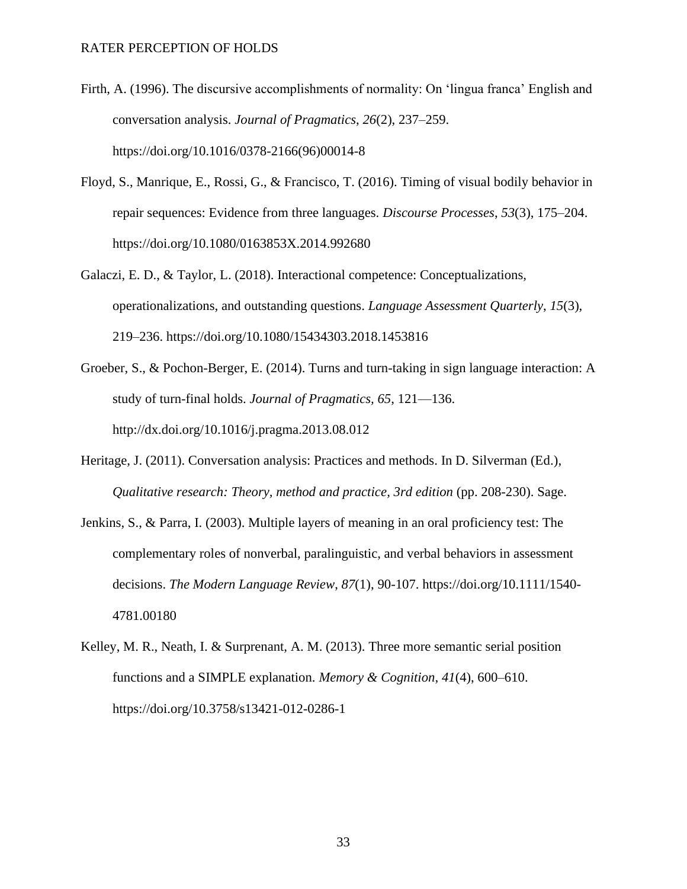Firth, A. (1996). The discursive accomplishments of normality: On 'lingua franca' English and conversation analysis. *Journal of Pragmatics*, *26*(2), 237–259. https://doi.org/10.1016/0378-2166(96)00014-8

Floyd, S., Manrique, E., Rossi, G., & Francisco, T. (2016). Timing of visual bodily behavior in repair sequences: Evidence from three languages. *Discourse Processes*, *53*(3), 175–204. https://doi.org/10.1080/0163853X.2014.992680

Galaczi, E. D., & Taylor, L. (2018). Interactional competence: Conceptualizations, operationalizations, and outstanding questions. *Language Assessment Quarterly*, *15*(3), 219–236. https://doi.org/10.1080/15434303.2018.1453816

Groeber, S., & Pochon-Berger, E. (2014). Turns and turn-taking in sign language interaction: A study of turn-final holds. *Journal of Pragmatics, 65*, 121—136. http://dx.doi.org/10.1016/j.pragma.2013.08.012

Heritage, J. (2011). Conversation analysis: Practices and methods. In D. Silverman (Ed.), *Qualitative research: Theory, method and practice, 3rd edition* (pp. 208-230). Sage.

Jenkins, S., & Parra, I. (2003). Multiple layers of meaning in an oral proficiency test: The complementary roles of nonverbal, paralinguistic, and verbal behaviors in assessment decisions. *The Modern Language Review*, *87*(1), 90-107. https://doi.org/10.1111/1540-4781.00180

Kelley, M. R., Neath, I. & Surprenant, A. M. (2013). Three more semantic serial position functions and a SIMPLE explanation. *Memory & Cognition*, *41*(4), 600–610. https://doi.org/10.3758/s13421-012-0286-1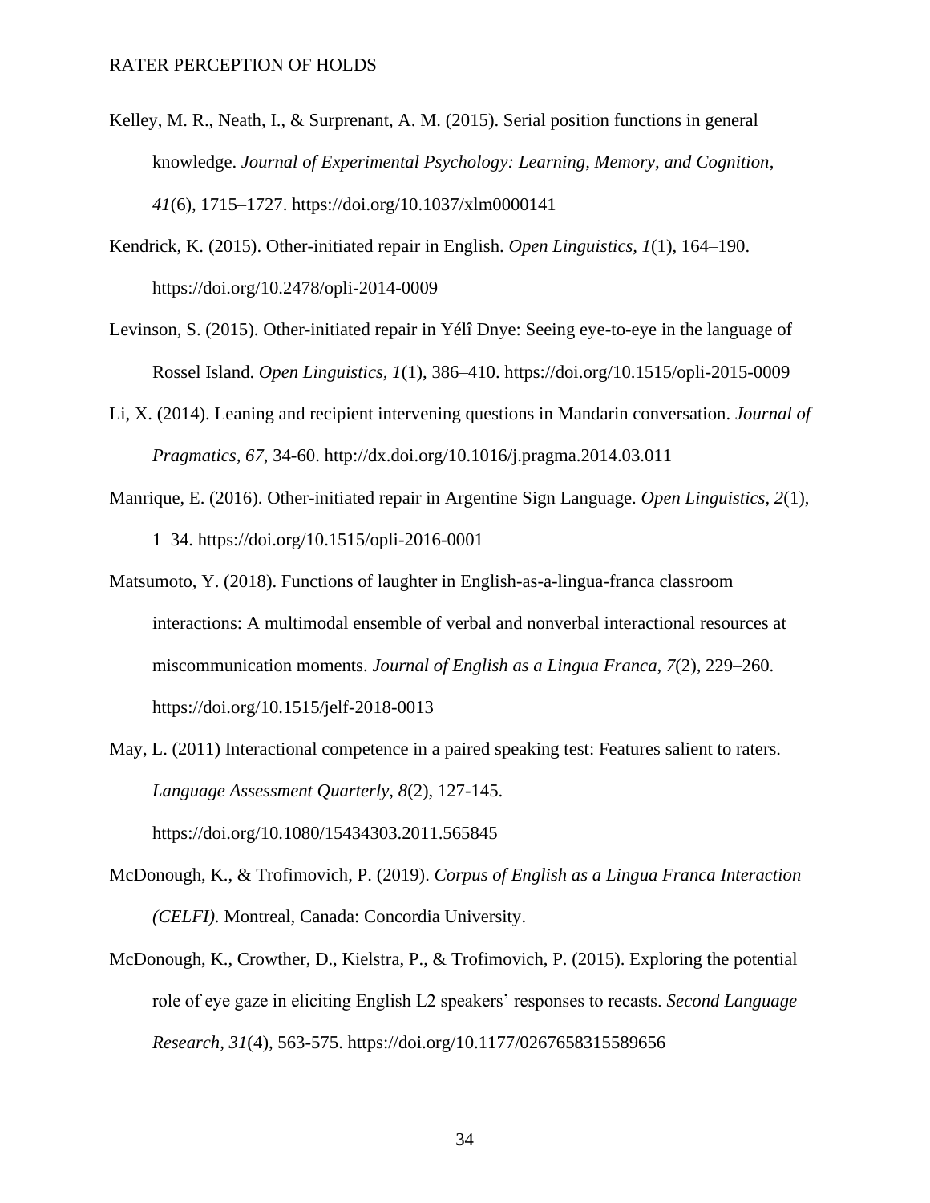Kelley, M. R., Neath, I., & Surprenant, A. M. (2015). Serial position functions in general knowledge. *Journal of Experimental Psychology: Learning, Memory, and Cognition*, *41*(6), 1715–1727. https://doi.org/10.1037/xlm0000141

Kendrick, K. (2015). Other-initiated repair in English. *Open Linguistics, 1*(1), 164–190. https://doi.org/10.2478/opli-2014-0009

Levinson, S. (2015). Other-initiated repair in Yélî Dnye: Seeing eye-to-eye in the language of Rossel Island. *Open Linguistics, 1*(1), 386–410. https://doi.org/10.1515/opli-2015-0009

Li, X. (2014). Leaning and recipient intervening questions in Mandarin conversation. *Journal of Pragmatics, 67*, 34-60. http://dx.doi.org/10.1016/j.pragma.2014.03.011

Manrique, E. (2016). Other-initiated repair in Argentine Sign Language. *Open Linguistics*, *2*(1), 1–34. https://doi.org/10.1515/opli-2016-0001

Matsumoto, Y. (2018). Functions of laughter in English-as-a-lingua-franca classroom interactions: A multimodal ensemble of verbal and nonverbal interactional resources at miscommunication moments. *Journal of English as a Lingua Franca*, *7*(2), 229–260. https://doi.org/10.1515/jelf-2018-0013

May, L. (2011) Interactional competence in a paired speaking test: Features salient to raters. *Language Assessment Quarterly, 8*(2), 127-145. https://doi.org/10.1080/15434303.2011.565845

McDonough, K., & Trofimovich, P. (2019). *Corpus of English as a Lingua Franca Interaction (CELFI).* Montreal, Canada: Concordia University.

McDonough, K., Crowther, D., Kielstra, P., & Trofimovich, P. (2015). Exploring the potential role of eye gaze in eliciting English L2 speakers' responses to recasts. *Second Language Research, 31*(4), 563-575. https://doi.org/10.1177/0267658315589656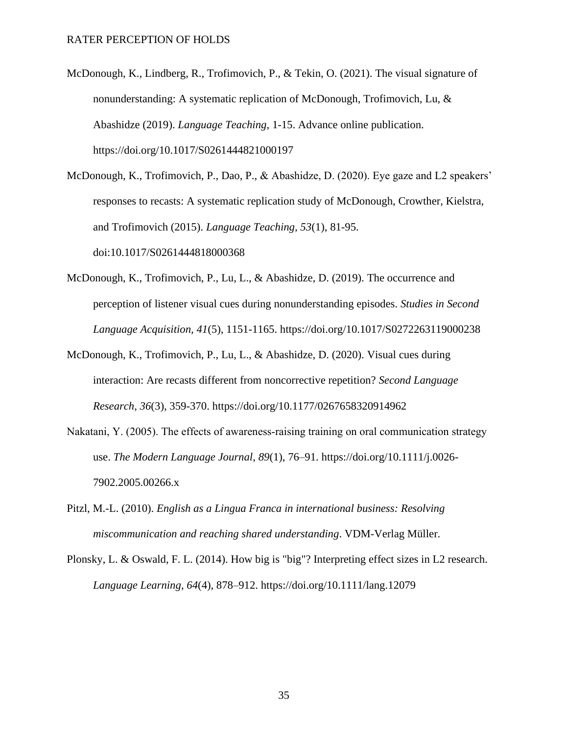McDonough, K., Lindberg, R., Trofimovich, P., & Tekin, O. (2021). The visual signature of nonunderstanding: A systematic replication of McDonough, Trofimovich, Lu, & Abashidze (2019). *Language Teaching*, 1-15. Advance online publication. https://doi.org/10.1017/S0261444821000197

McDonough, K., Trofimovich, P., Dao, P., & Abashidze, D. (2020). Eye gaze and L2 speakers' responses to recasts: A systematic replication study of McDonough, Crowther, Kielstra, and Trofimovich (2015). *Language Teaching*, *53*(1), 81-95. doi:10.1017/S0261444818000368

McDonough, K., Trofimovich, P., Lu, L., & Abashidze, D. (2019). The occurrence and perception of listener visual cues during nonunderstanding episodes. *Studies in Second Language Acquisition*, *41*(5), 1151-1165. https://doi.org/10.1017/S0272263119000238

McDonough, K., Trofimovich, P., Lu, L., & Abashidze, D. (2020). Visual cues during interaction: Are recasts different from noncorrective repetition? *Second Language Research*, *36*(3), 359-370. https://doi.org/10.1177/0267658320914962

Nakatani, Y. (2005). The effects of awareness-raising training on oral communication strategy use. *The Modern Language Journal*, *89*(1), 76–91. https://doi.org/10.1111/j.0026-7902.2005.00266.x

Pitzl, M.-L. (2010). *English as a Lingua Franca in international business: Resolving miscommunication and reaching shared understanding*. VDM-Verlag Müller.

Plonsky, L. & Oswald, F. L. (2014). How big is "big"? Interpreting effect sizes in L2 research. *Language Learning*, *64*(4), 878–912. https://doi.org/10.1111/lang.12079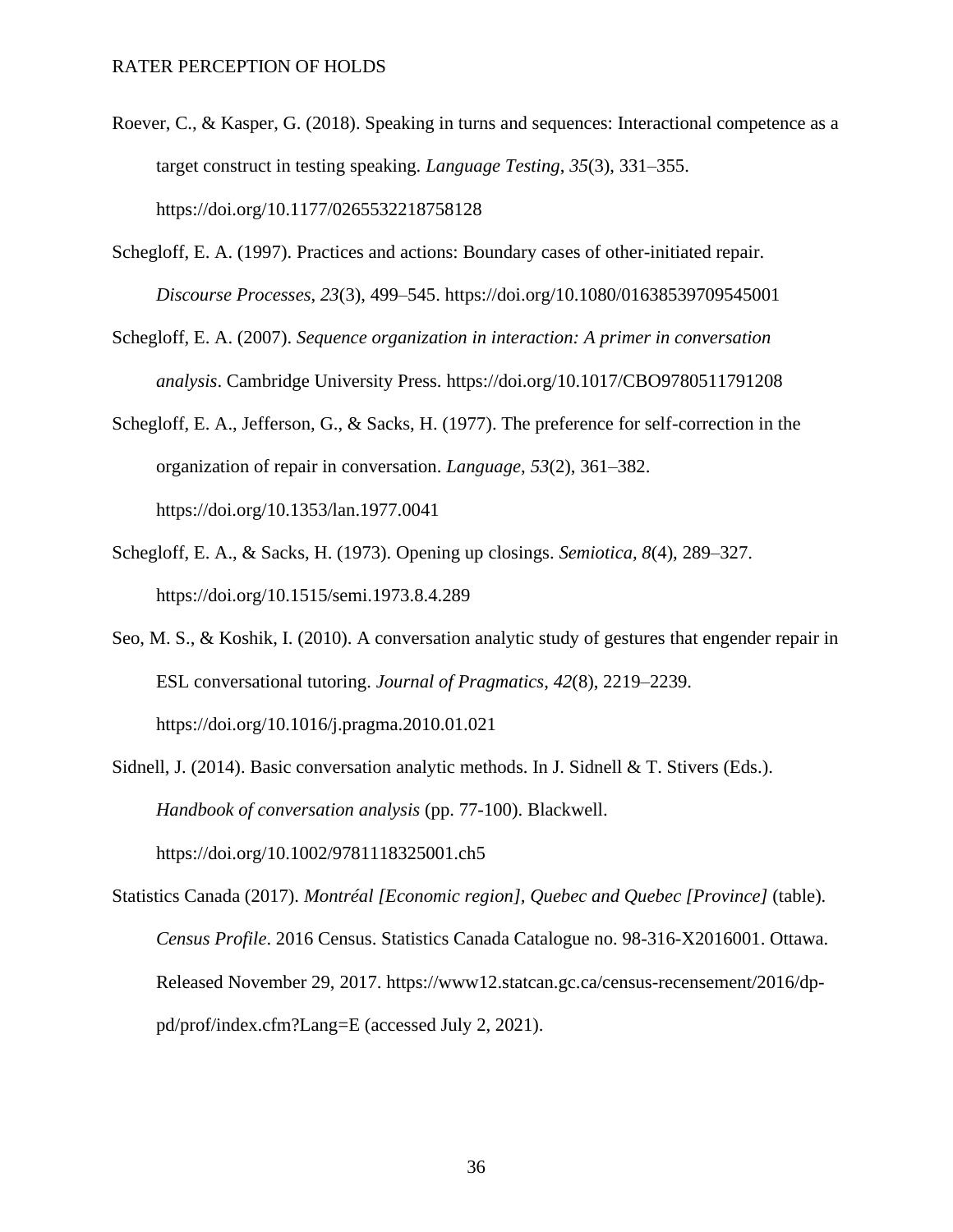Roever, C., & Kasper, G. (2018). Speaking in turns and sequences: Interactional competence as a target construct in testing speaking. *Language Testing*, *35*(3), 331–355. https://doi.org/10.1177/0265532218758128

Schegloff, E. A. (1997). Practices and actions: Boundary cases of other-initiated repair. *Discourse Processes*, *23*(3), 499–545. https://doi.org/10.1080/01638539709545001

Schegloff, E. A. (2007). *Sequence organization in interaction: A primer in conversation analysis*. Cambridge University Press. https://doi.org/10.1017/CBO9780511791208

Schegloff, E. A., Jefferson, G., & Sacks, H. (1977). The preference for self-correction in the organization of repair in conversation. *Language*, *53*(2), 361–382. https://doi.org/10.1353/lan.1977.0041

Schegloff, E. A., & Sacks, H. (1973). Opening up closings. *Semiotica*, *8*(4), 289–327. https://doi.org/10.1515/semi.1973.8.4.289

Seo, M. S., & Koshik, I. (2010). A conversation analytic study of gestures that engender repair in ESL conversational tutoring. *Journal of Pragmatics*, *42*(8), 2219–2239. https://doi.org/10.1016/j.pragma.2010.01.021

Sidnell, J. (2014). Basic conversation analytic methods. In J. Sidnell & T. Stivers (Eds.). *Handbook of conversation analysis* (pp. 77-100). Blackwell. https://doi.org/10.1002/9781118325001.ch5

Statistics Canada (2017). *Montréal [Economic region], Quebec and Quebec [Province]* (table). *Census Profile*. 2016 Census. Statistics Canada Catalogue no. 98-316-X2016001. Ottawa. Released November 29, 2017. https://www12.statcan.gc.ca/census-recensement/2016/dp-pd/prof/index.cfm?Lang=E (accessed July 2, 2021).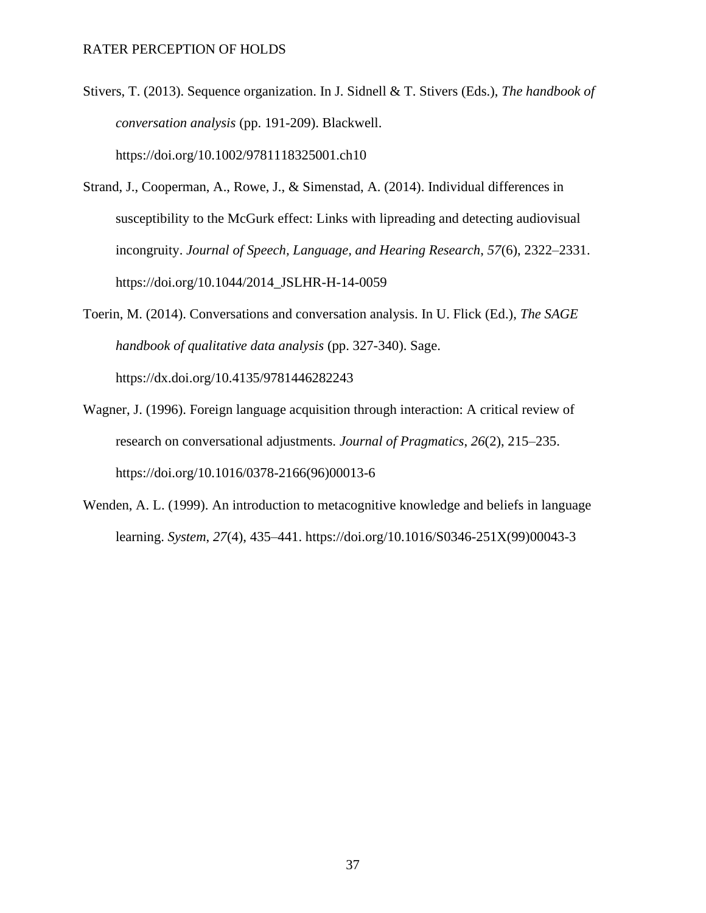Stivers, T. (2013). Sequence organization. In J. Sidnell & T. Stivers (Eds.), *The handbook of conversation analysis* (pp. 191-209). Blackwell. https://doi.org/10.1002/9781118325001.ch10

Strand, J., Cooperman, A., Rowe, J., & Simenstad, A. (2014). Individual differences in susceptibility to the McGurk effect: Links with lipreading and detecting audiovisual incongruity. *Journal of Speech, Language, and Hearing Research*, *57*(6), 2322–2331. https://doi.org/10.1044/2014_JSLHR-H-14-0059

Toerin, M. (2014). Conversations and conversation analysis. In U. Flick (Ed.), *The SAGE handbook of qualitative data analysis* (pp. 327-340). Sage. https://dx.doi.org/10.4135/9781446282243

Wagner, J. (1996). Foreign language acquisition through interaction: A critical review of research on conversational adjustments. *Journal of Pragmatics*, *26*(2), 215–235. https://doi.org/10.1016/0378-2166(96)00013-6

Wenden, A. L. (1999). An introduction to metacognitive knowledge and beliefs in language learning. *System*, *27*(4), 435–441. https://doi.org/10.1016/S0346-251X(99)00043-3